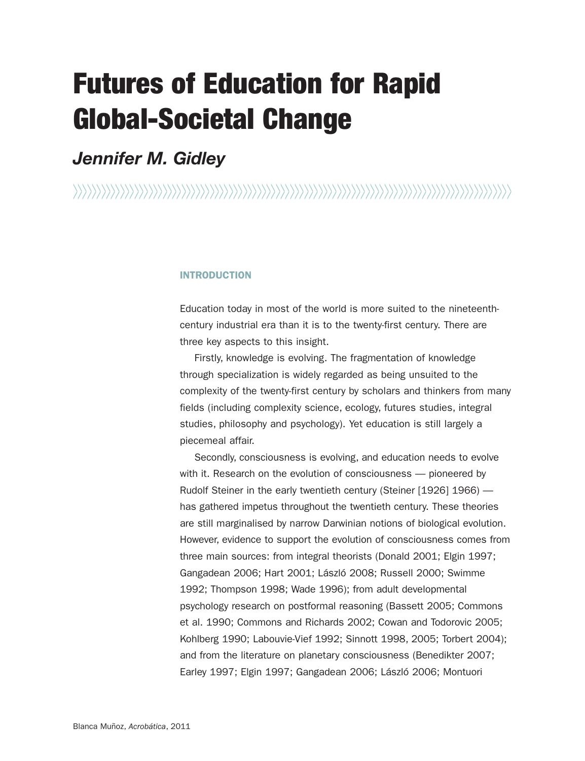# Futures of Education for Rapid Global-Societal Change

## *Jennifer M. Gidley*

### INTRODUCTION

Education today in most of the world is more suited to the nineteenth-century industrial era than it is to the twenty-first century. There are three key aspects to this insight.

Firstly, knowledge is evolving. The fragmentation of knowledge through specialization is widely regarded as being unsuited to the complexity of the twenty-first century by scholars and thinkers from many fields (including complexity science, ecology, futures studies, integral studies, philosophy and psychology). Yet education is still largely a piecemeal affair.

Secondly, consciousness is evolving, and education needs to evolve with it. Research on the evolution of consciousness — pioneered by Rudolf Steiner in the early twentieth century (Steiner [1926] 1966) — has gathered impetus throughout the twentieth century. These theories are still marginalised by narrow Darwinian notions of biological evolution. However, evidence to support the evolution of consciousness comes from three main sources: from integral theorists (Donald 2001; Elgin 1997; Gangadean 2006; Hart 2001; László 2008; Russell 2000; Swimme 1992; Thompson 1998; Wade 1996); from adult developmental psychology research on postformal reasoning (Bassett 2005; Commons et al. 1990; Commons and Richards 2002; Cowan and Todorovic 2005; Kohlberg 1990; Labouvie-Vief 1992; Sinnott 1998, 2005; Torbert 2004); and from the literature on planetary consciousness (Benedikter 2007; Earley 1997; Elgin 1997; Gangadean 2006; László 2006; Montuori

Blanca Muñoz, *Acrobática*, 2011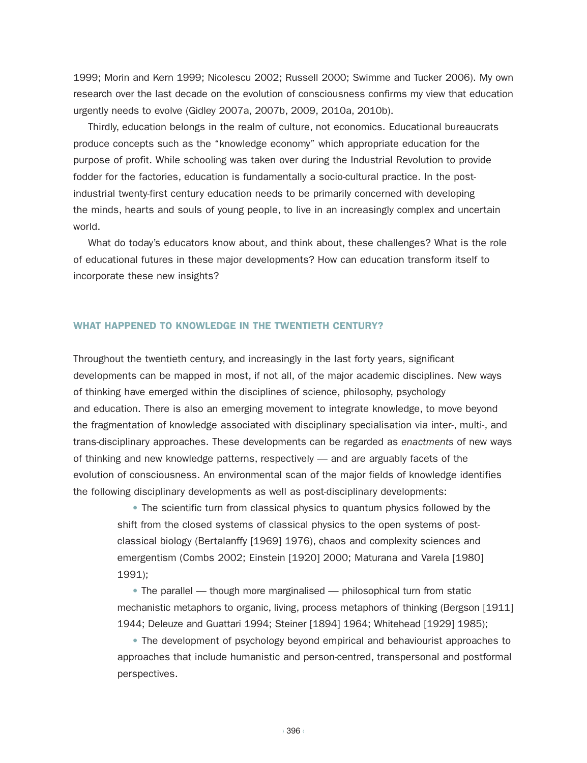1999; Morin and Kern 1999; Nicolescu 2002; Russell 2000; Swimme and Tucker 2006). My own research over the last decade on the evolution of consciousness confirms my view that education urgently needs to evolve (Gidley 2007a, 2007b, 2009, 2010a, 2010b).

Thirdly, education belongs in the realm of culture, not economics. Educational bureaucrats produce concepts such as the "knowledge economy" which appropriate education for the purpose of profit. While schooling was taken over during the Industrial Revolution to provide fodder for the factories, education is fundamentally a socio-cultural practice. In the post-industrial twenty-first century education needs to be primarily concerned with developing the minds, hearts and souls of young people, to live in an increasingly complex and uncertain world.

What do today's educators know about, and think about, these challenges? What is the role of educational futures in these major developments? How can education transform itself to incorporate these new insights?

## WHAT HAPPENED TO KNOWLEDGE IN THE TWENTIETH CENTURY?

Throughout the twentieth century, and increasingly in the last forty years, significant developments can be mapped in most, if not all, of the major academic disciplines. New ways of thinking have emerged within the disciplines of science, philosophy, psychology and education. There is also an emerging movement to integrate knowledge, to move beyond the fragmentation of knowledge associated with disciplinary specialisation via inter-, multi-, and trans-disciplinary approaches. These developments can be regarded as *enactments* of new ways of thinking and new knowledge patterns, respectively — and are arguably facets of the evolution of consciousness. An environmental scan of the major fields of knowledge identifies the following disciplinary developments as well as post-disciplinary developments:

- The scientific turn from classical physics to quantum physics followed by the shift from the closed systems of classical physics to the open systems of post-classical biology (Bertalanffy [1969] 1976), chaos and complexity sciences and emergentism (Combs 2002; Einstein [1920] 2000; Maturana and Varela [1980] 1991);
- The parallel — though more marginalised — philosophical turn from static mechanistic metaphors to organic, living, process metaphors of thinking (Bergson [1911] 1944; Deleuze and Guattari 1994; Steiner [1894] 1964; Whitehead [1929] 1985);
- The development of psychology beyond empirical and behaviourist approaches to approaches that include humanistic and person-centred, transpersonal and postformal perspectives.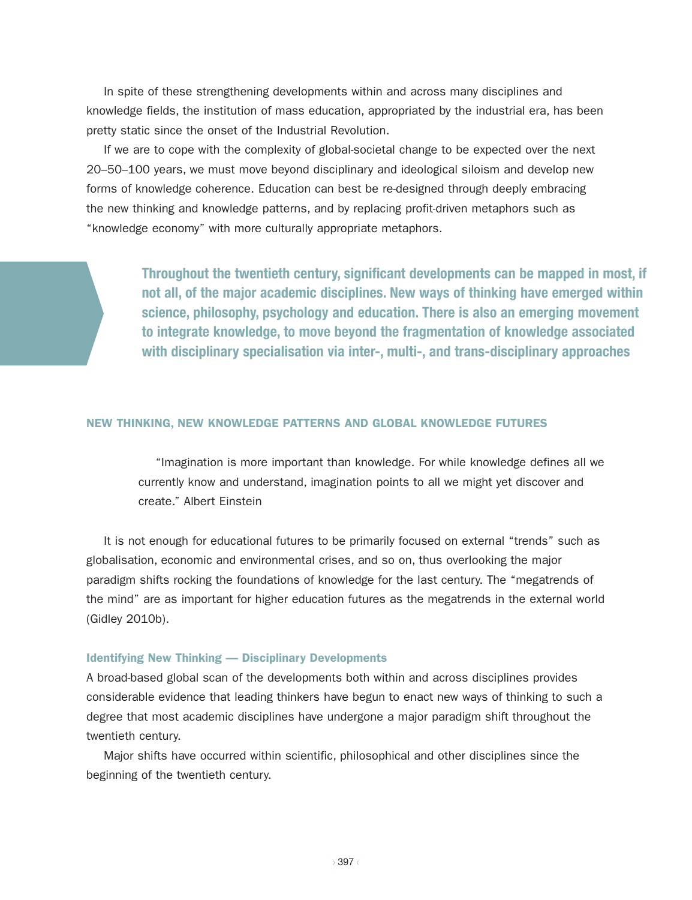In spite of these strengthening developments within and across many disciplines and knowledge fields, the institution of mass education, appropriated by the industrial era, has been pretty static since the onset of the Industrial Revolution.

If we are to cope with the complexity of global-societal change to be expected over the next 20–50–100 years, we must move beyond disciplinary and ideological siloism and develop new forms of knowledge coherence. Education can best be re-designed through deeply embracing the new thinking and knowledge patterns, and by replacing profit-driven metaphors such as "knowledge economy" with more culturally appropriate metaphors.

> **Throughout the twentieth century, significant developments can be mapped in most, if not all, of the major academic disciplines. New ways of thinking have emerged within science, philosophy, psychology and education. There is also an emerging movement to integrate knowledge, to move beyond the fragmentation of knowledge associated with disciplinary specialisation via inter-, multi-, and trans-disciplinary approaches**

## NEW THINKING, NEW KNOWLEDGE PATTERNS AND GLOBAL KNOWLEDGE FUTURES

> "Imagination is more important than knowledge. For while knowledge defines all we currently know and understand, imagination points to all we might yet discover and create." Albert Einstein

It is not enough for educational futures to be primarily focused on external "trends" such as globalisation, economic and environmental crises, and so on, thus overlooking the major paradigm shifts rocking the foundations of knowledge for the last century. The "megatrends of the mind" are as important for higher education futures as the megatrends in the external world (Gidley 2010b).

### Identifying New Thinking — Disciplinary Developments

A broad-based global scan of the developments both within and across disciplines provides considerable evidence that leading thinkers have begun to enact new ways of thinking to such a degree that most academic disciplines have undergone a major paradigm shift throughout the twentieth century.

Major shifts have occurred within scientific, philosophical and other disciplines since the beginning of the twentieth century.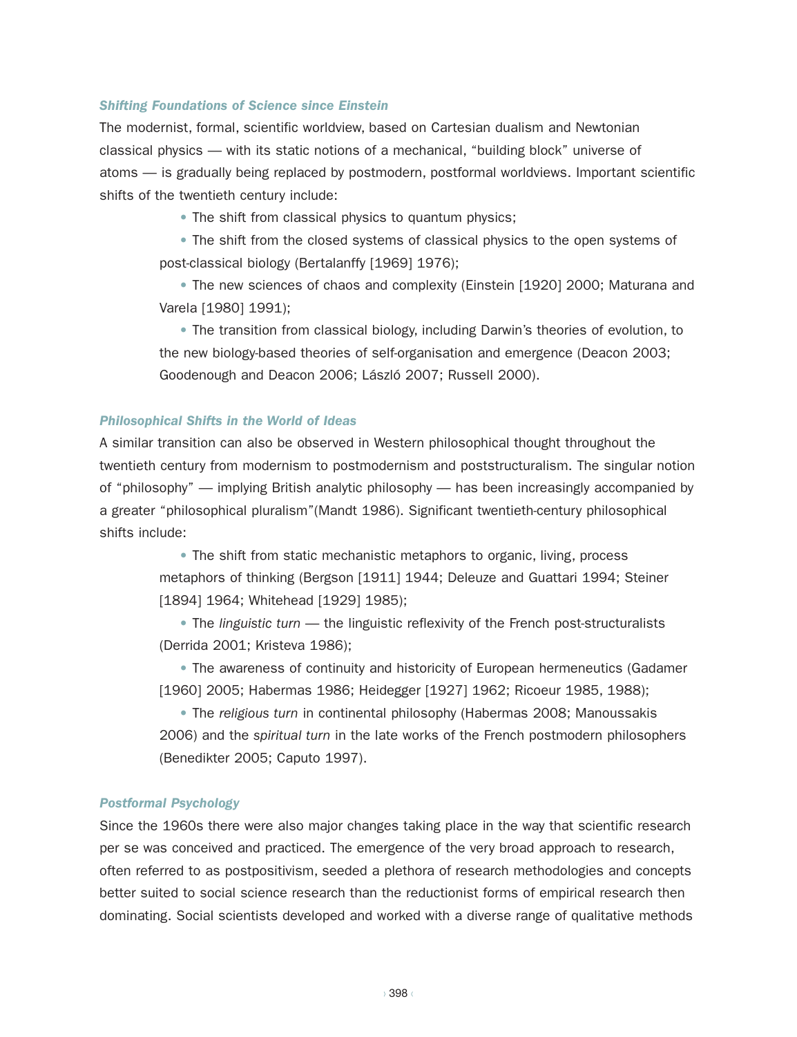### *Shifting Foundations of Science since Einstein*

The modernist, formal, scientific worldview, based on Cartesian dualism and Newtonian classical physics — with its static notions of a mechanical, "building block" universe of atoms — is gradually being replaced by postmodern, postformal worldviews. Important scientific shifts of the twentieth century include:

- The shift from classical physics to quantum physics;
- The shift from the closed systems of classical physics to the open systems of post-classical biology (Bertalanffy [1969] 1976);
- The new sciences of chaos and complexity (Einstein [1920] 2000; Maturana and Varela [1980] 1991);
- The transition from classical biology, including Darwin's theories of evolution, to the new biology-based theories of self-organisation and emergence (Deacon 2003; Goodenough and Deacon 2006; László 2007; Russell 2000).

### *Philosophical Shifts in the World of Ideas*

A similar transition can also be observed in Western philosophical thought throughout the twentieth century from modernism to postmodernism and poststructuralism. The singular notion of "philosophy" — implying British analytic philosophy — has been increasingly accompanied by a greater "philosophical pluralism"(Mandt 1986). Significant twentieth-century philosophical shifts include:

- The shift from static mechanistic metaphors to organic, living, process metaphors of thinking (Bergson [1911] 1944; Deleuze and Guattari 1994; Steiner [1894] 1964; Whitehead [1929] 1985);
- The *linguistic turn* — the linguistic reflexivity of the French post-structuralists (Derrida 2001; Kristeva 1986);
- The awareness of continuity and historicity of European hermeneutics (Gadamer [1960] 2005; Habermas 1986; Heidegger [1927] 1962; Ricoeur 1985, 1988);
- The *religious turn* in continental philosophy (Habermas 2008; Manoussakis 2006) and the *spiritual turn* in the late works of the French postmodern philosophers (Benedikter 2005; Caputo 1997).

### *Postformal Psychology*

Since the 1960s there were also major changes taking place in the way that scientific research per se was conceived and practiced. The emergence of the very broad approach to research, often referred to as postpositivism, seeded a plethora of research methodologies and concepts better suited to social science research than the reductionist forms of empirical research then dominating. Social scientists developed and worked with a diverse range of qualitative methods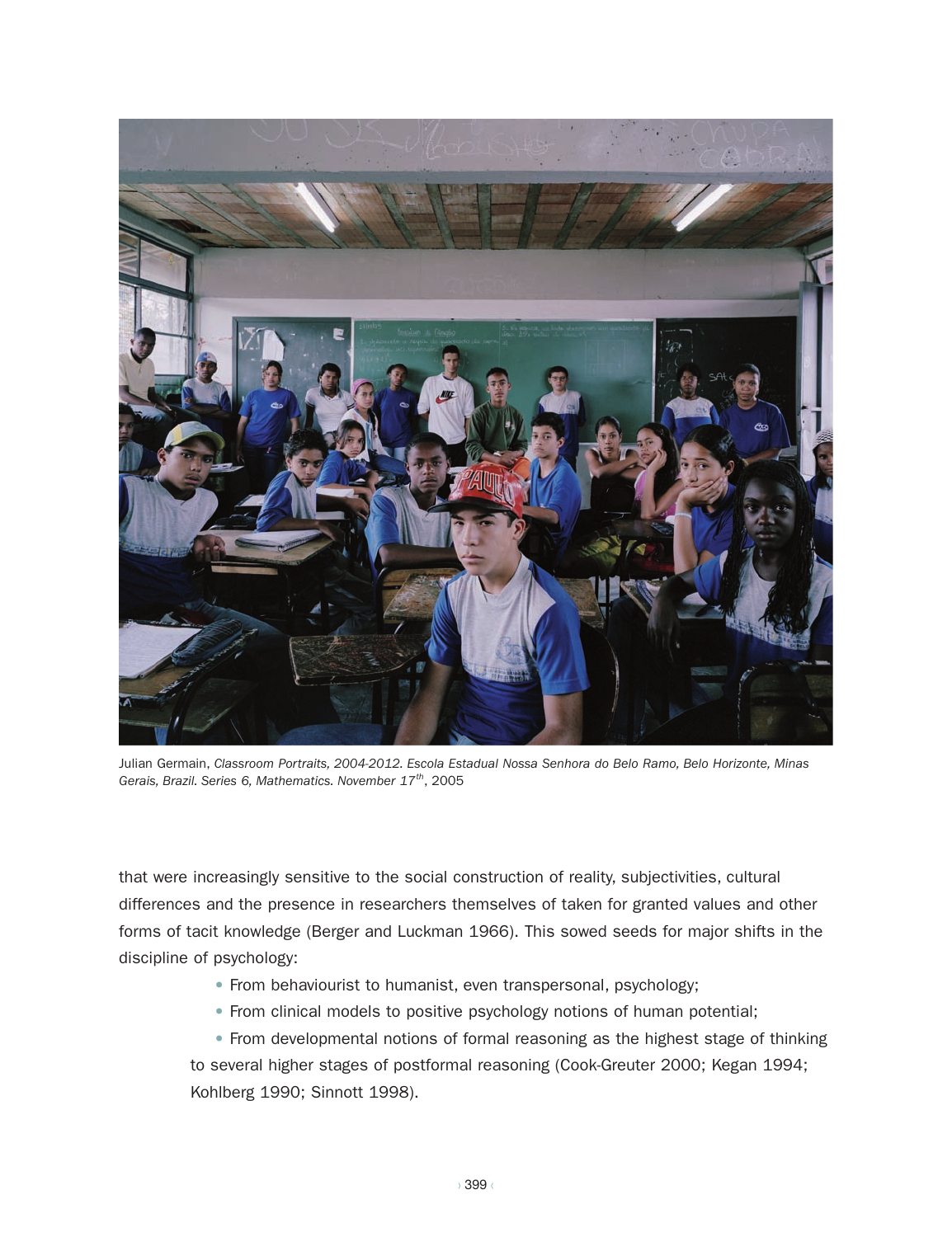Julian Germain, *Classroom Portraits, 2004-2012. Escola Estadual Nossa Senhora do Belo Ramo, Belo Horizonte, Minas Gerais, Brazil. Series 6, Mathematics. November 17th*, 2005

that were increasingly sensitive to the social construction of reality, subjectivities, cultural differences and the presence in researchers themselves of taken for granted values and other forms of tacit knowledge (Berger and Luckman 1966). This sowed seeds for major shifts in the discipline of psychology:

- From behaviourist to humanist, even transpersonal, psychology;
- From clinical models to positive psychology notions of human potential;
- From developmental notions of formal reasoning as the highest stage of thinking to several higher stages of postformal reasoning (Cook-Greuter 2000; Kegan 1994; Kohlberg 1990; Sinnott 1998).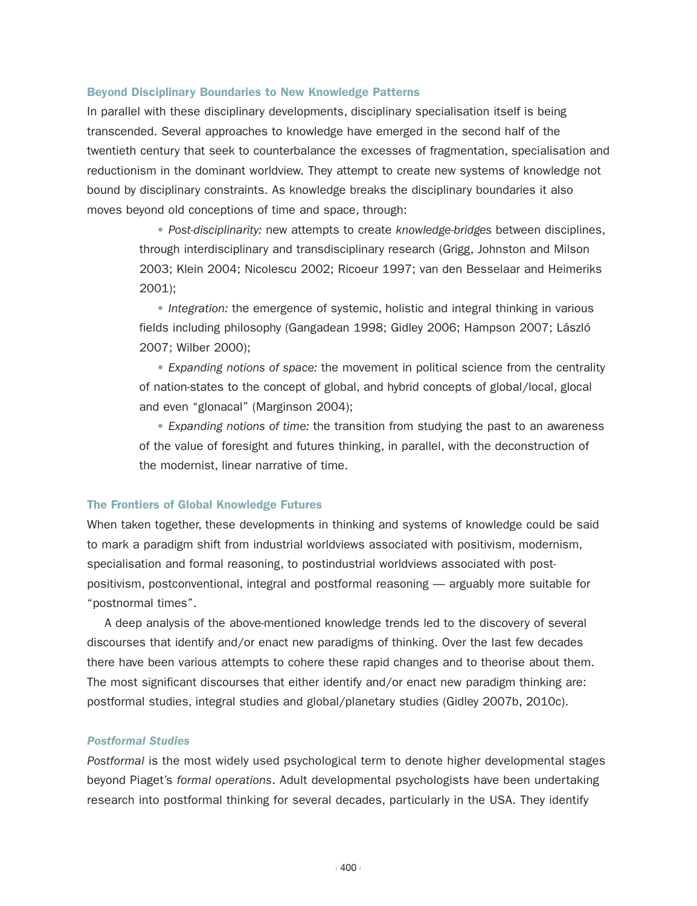### Beyond Disciplinary Boundaries to New Knowledge Patterns

In parallel with these disciplinary developments, disciplinary specialisation itself is being transcended. Several approaches to knowledge have emerged in the second half of the twentieth century that seek to counterbalance the excesses of fragmentation, specialisation and reductionism in the dominant worldview. They attempt to create new systems of knowledge not bound by disciplinary constraints. As knowledge breaks the disciplinary boundaries it also moves beyond old conceptions of time and space, through:

- *Post-disciplinarity:* new attempts to create *knowledge-bridges* between disciplines, through interdisciplinary and transdisciplinary research (Grigg, Johnston and Milson 2003; Klein 2004; Nicolescu 2002; Ricoeur 1997; van den Besselaar and Heimeriks 2001);
- *Integration:* the emergence of systemic, holistic and integral thinking in various fields including philosophy (Gangadean 1998; Gidley 2006; Hampson 2007; László 2007; Wilber 2000);
- *Expanding notions of space:* the movement in political science from the centrality of nation-states to the concept of global, and hybrid concepts of global/local, glocal and even "glonacal" (Marginson 2004);
- *Expanding notions of time:* the transition from studying the past to an awareness of the value of foresight and futures thinking, in parallel, with the deconstruction of the modernist, linear narrative of time.

### The Frontiers of Global Knowledge Futures

When taken together, these developments in thinking and systems of knowledge could be said to mark a paradigm shift from industrial worldviews associated with positivism, modernism, specialisation and formal reasoning, to postindustrial worldviews associated with post-positivism, postconventional, integral and postformal reasoning — arguably more suitable for "postnormal times".

A deep analysis of the above-mentioned knowledge trends led to the discovery of several discourses that identify and/or enact new paradigms of thinking. Over the last few decades there have been various attempts to cohere these rapid changes and to theorise about them. The most significant discourses that either identify and/or enact new paradigm thinking are: postformal studies, integral studies and global/planetary studies (Gidley 2007b, 2010c).

#### *Postformal Studies*

*Postformal* is the most widely used psychological term to denote higher developmental stages beyond Piaget's *formal operations*. Adult developmental psychologists have been undertaking research into postformal thinking for several decades, particularly in the USA. They identify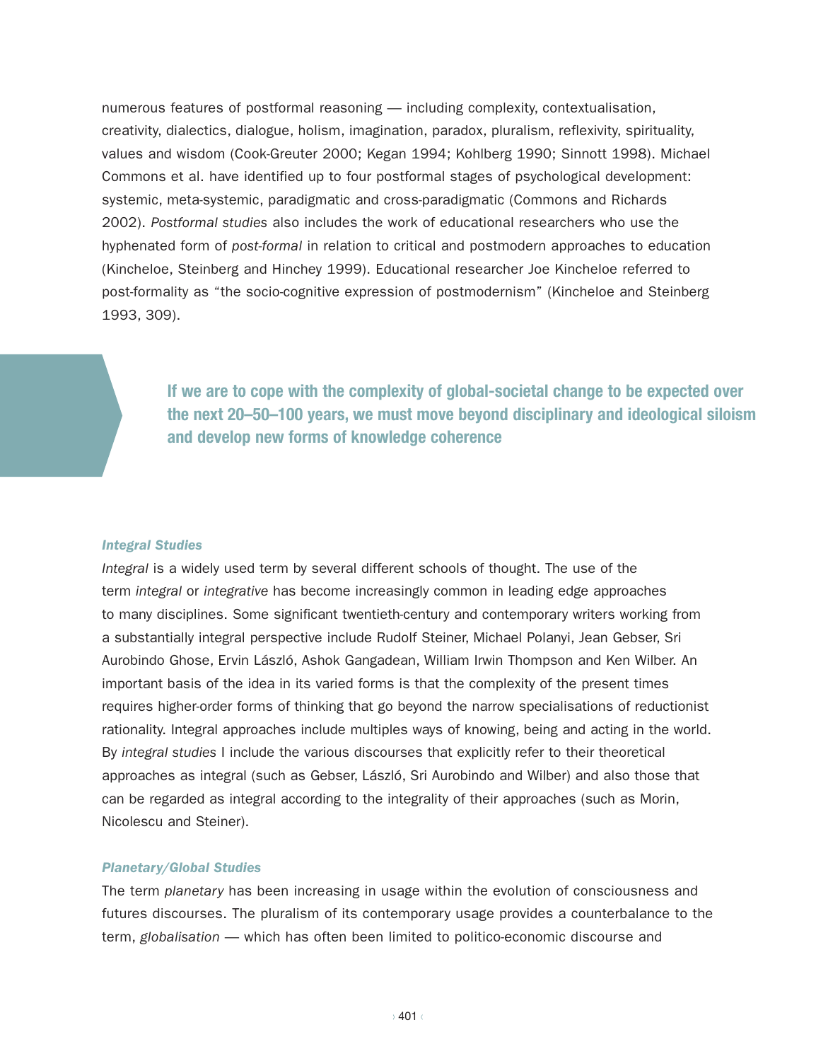numerous features of postformal reasoning — including complexity, contextualisation, creativity, dialectics, dialogue, holism, imagination, paradox, pluralism, reflexivity, spirituality, values and wisdom (Cook-Greuter 2000; Kegan 1994; Kohlberg 1990; Sinnott 1998). Michael Commons et al. have identified up to four postformal stages of psychological development: systemic, meta-systemic, paradigmatic and cross-paradigmatic (Commons and Richards 2002). *Postformal studies* also includes the work of educational researchers who use the hyphenated form of *post-formal* in relation to critical and postmodern approaches to education (Kincheloe, Steinberg and Hinchey 1999). Educational researcher Joe Kincheloe referred to post-formality as "the socio-cognitive expression of postmodernism" (Kincheloe and Steinberg 1993, 309).

**If we are to cope with the complexity of global-societal change to be expected over the next 20–50–100 years, we must move beyond disciplinary and ideological siloism and develop new forms of knowledge coherence**

### *Integral Studies*

*Integral* is a widely used term by several different schools of thought. The use of the term *integral* or *integrative* has become increasingly common in leading edge approaches to many disciplines. Some significant twentieth-century and contemporary writers working from a substantially integral perspective include Rudolf Steiner, Michael Polanyi, Jean Gebser, Sri Aurobindo Ghose, Ervin László, Ashok Gangadean, William Irwin Thompson and Ken Wilber. An important basis of the idea in its varied forms is that the complexity of the present times requires higher-order forms of thinking that go beyond the narrow specialisations of reductionist rationality. Integral approaches include multiples ways of knowing, being and acting in the world. By *integral studies* I include the various discourses that explicitly refer to their theoretical approaches as integral (such as Gebser, László, Sri Aurobindo and Wilber) and also those that can be regarded as integral according to the integrality of their approaches (such as Morin, Nicolescu and Steiner).

### *Planetary/Global Studies*

The term *planetary* has been increasing in usage within the evolution of consciousness and futures discourses. The pluralism of its contemporary usage provides a counterbalance to the term, *globalisation* — which has often been limited to politico-economic discourse and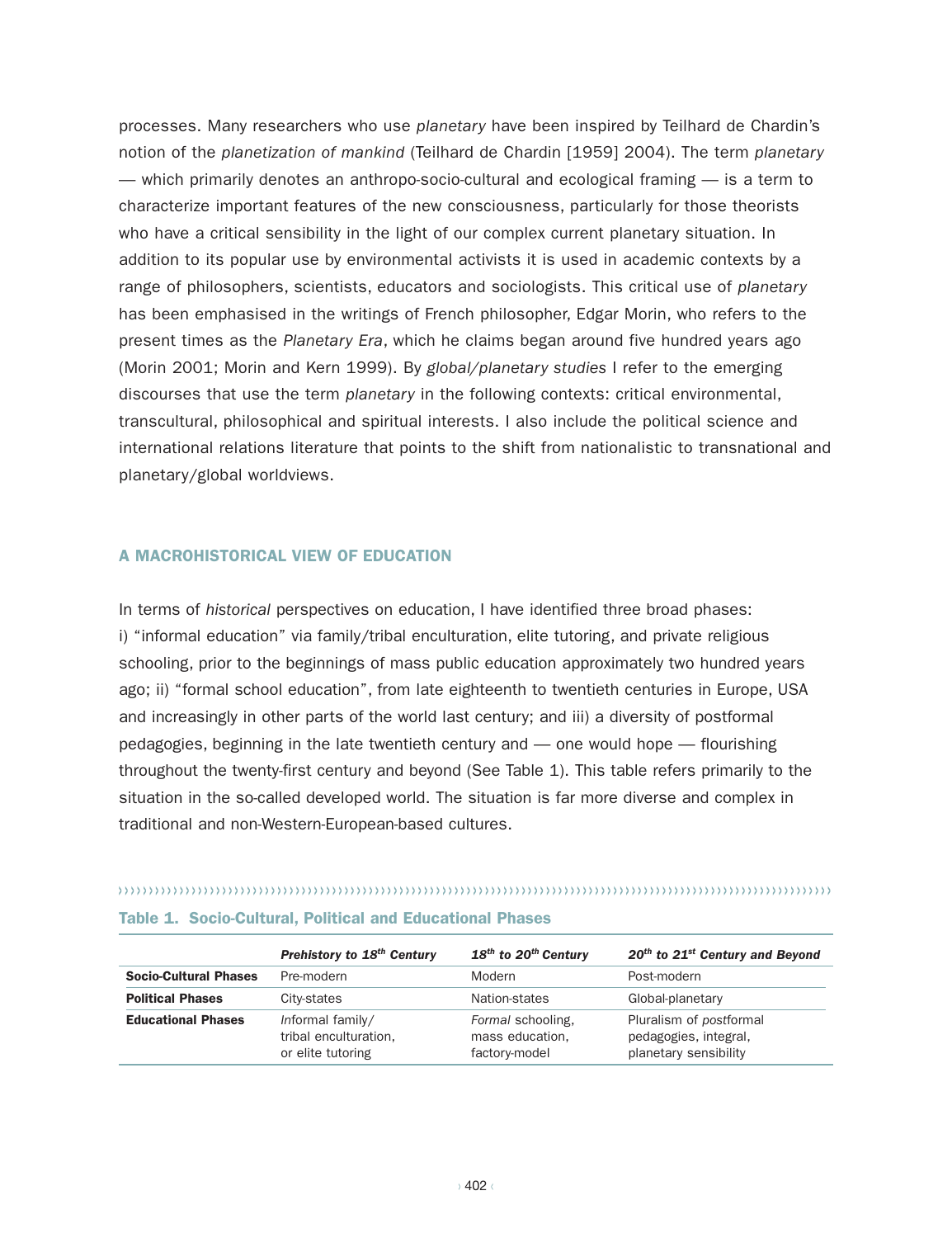processes. Many researchers who use *planetary* have been inspired by Teilhard de Chardin's notion of the *planetization of mankind* (Teilhard de Chardin [1959] 2004). The term *planetary* — which primarily denotes an anthropo-socio-cultural and ecological framing — is a term to characterize important features of the new consciousness, particularly for those theorists who have a critical sensibility in the light of our complex current planetary situation. In addition to its popular use by environmental activists it is used in academic contexts by a range of philosophers, scientists, educators and sociologists. This critical use of *planetary* has been emphasised in the writings of French philosopher, Edgar Morin, who refers to the present times as the *Planetary Era*, which he claims began around five hundred years ago (Morin 2001; Morin and Kern 1999). By *global/planetary studies* I refer to the emerging discourses that use the term *planetary* in the following contexts: critical environmental, transcultural, philosophical and spiritual interests. I also include the political science and international relations literature that points to the shift from nationalistic to transnational and planetary/global worldviews.

## A MACROHISTORICAL VIEW OF EDUCATION

In terms of *historical* perspectives on education, I have identified three broad phases: i) "informal education" via family/tribal enculturation, elite tutoring, and private religious schooling, prior to the beginnings of mass public education approximately two hundred years ago; ii) "formal school education", from late eighteenth to twentieth centuries in Europe, USA and increasingly in other parts of the world last century; and iii) a diversity of postformal pedagogies, beginning in the late twentieth century and — one would hope — flourishing throughout the twenty-first century and beyond (See Table 1). This table refers primarily to the situation in the so-called developed world. The situation is far more diverse and complex in traditional and non-Western-European-based cultures.

**Table 1. Socio-Cultural, Political and Educational Phases**

| | *Prehistory to 18th Century* | *18th to 20th Century* | *20th to 21st Century and Beyond* |
|---|---|---|---|
| **Socio-Cultural Phases** | Pre-modern | Modern | Post-modern |
| **Political Phases** | City-states | Nation-states | Global-planetary |
| **Educational Phases** | *In*formal family/ tribal enculturation, or elite tutoring | *Formal* schooling, mass education, factory-model | Pluralism of *post*formal pedagogies, integral, planetary sensibility |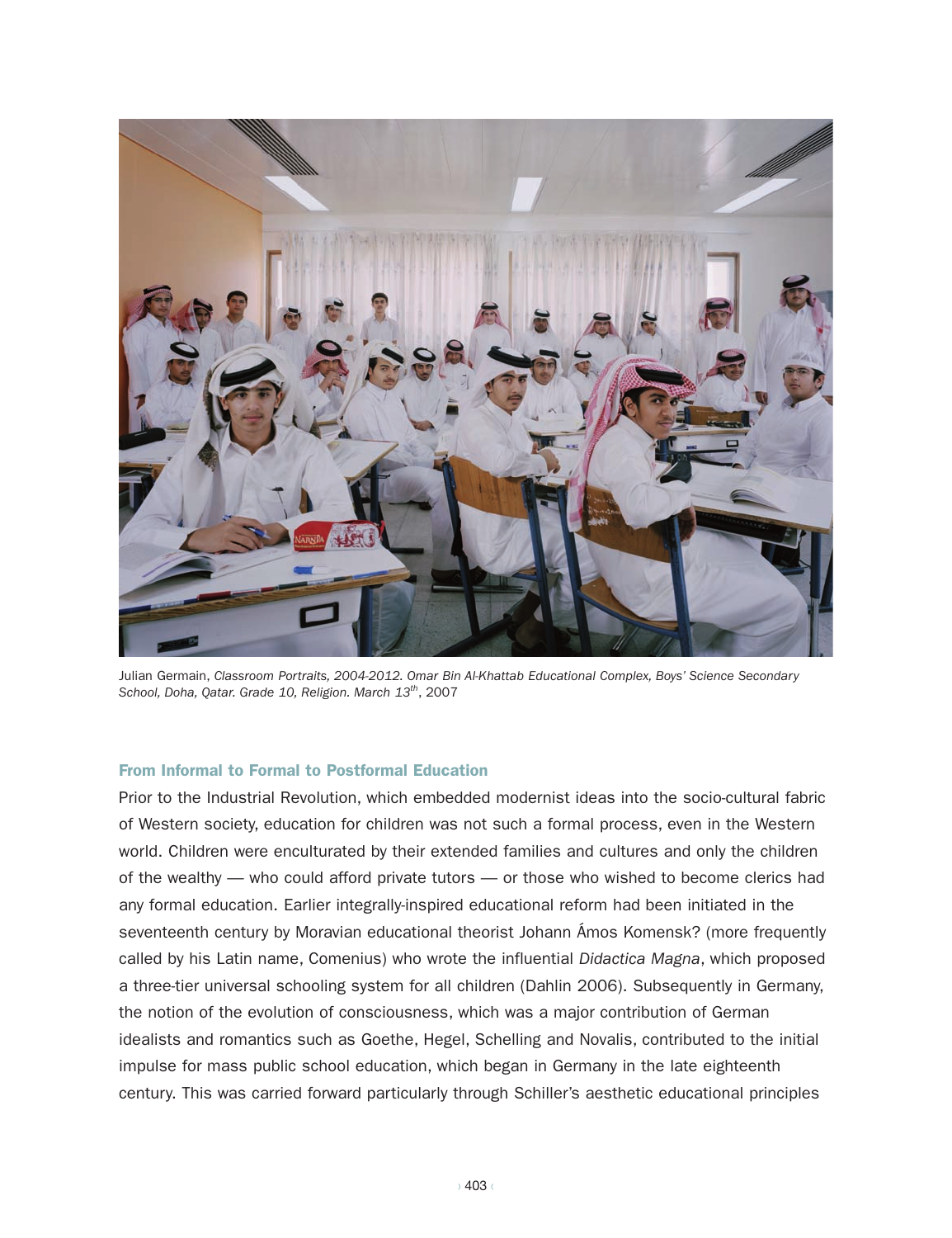Julian Germain, *Classroom Portraits, 2004-2012. Omar Bin Al-Khattab Educational Complex, Boys' Science Secondary School, Doha, Qatar. Grade 10, Religion. March 13th*, 2007

### From Informal to Formal to Postformal Education

Prior to the Industrial Revolution, which embedded modernist ideas into the socio-cultural fabric of Western society, education for children was not such a formal process, even in the Western world. Children were enculturated by their extended families and cultures and only the children of the wealthy — who could afford private tutors — or those who wished to become clerics had any formal education. Earlier integrally-inspired educational reform had been initiated in the seventeenth century by Moravian educational theorist Johann Ámos Komensk? (more frequently called by his Latin name, Comenius) who wrote the influential *Didactica Magna*, which proposed a three-tier universal schooling system for all children (Dahlin 2006). Subsequently in Germany, the notion of the evolution of consciousness, which was a major contribution of German idealists and romantics such as Goethe, Hegel, Schelling and Novalis, contributed to the initial impulse for mass public school education, which began in Germany in the late eighteenth century. This was carried forward particularly through Schiller's aesthetic educational principles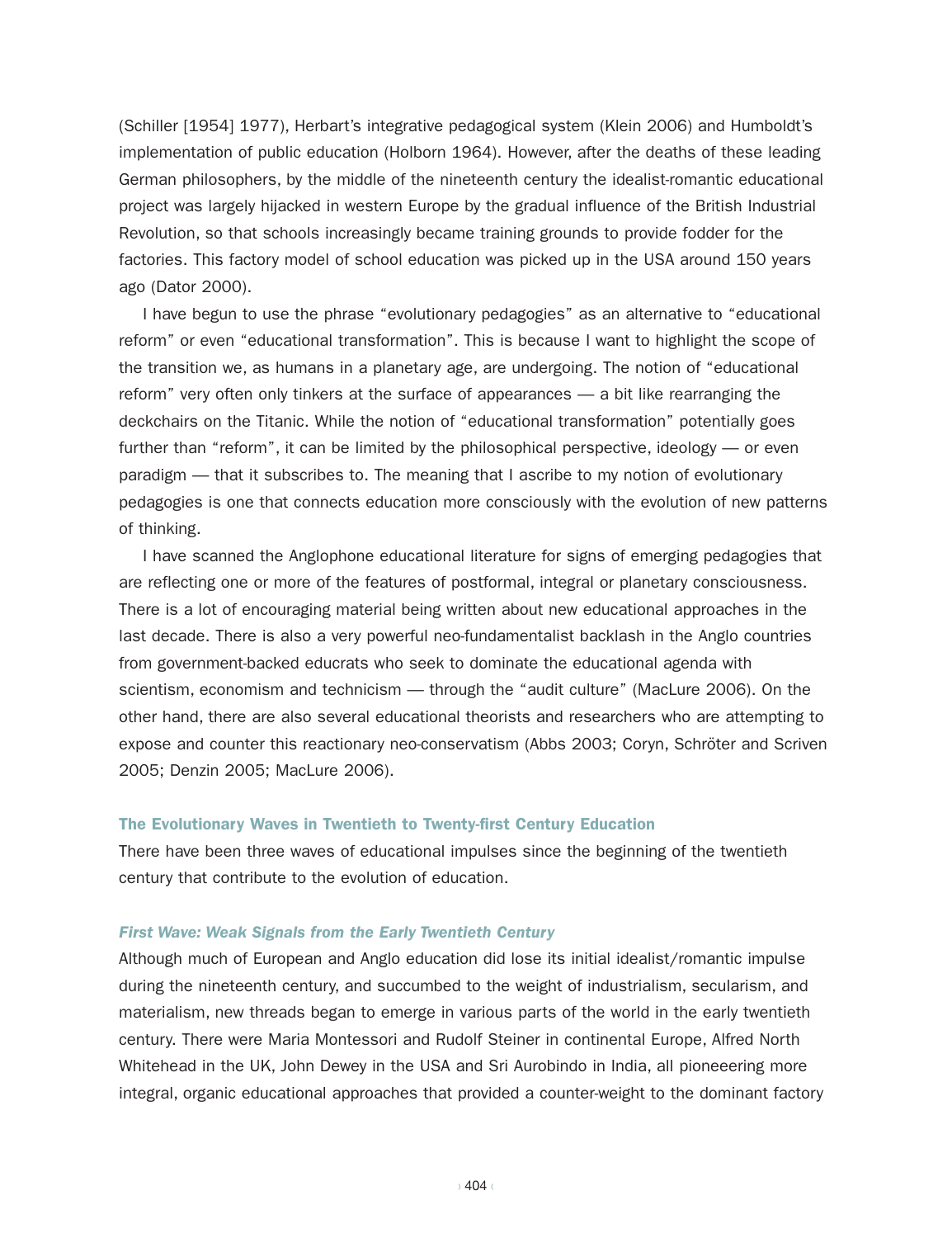(Schiller [1954] 1977), Herbart's integrative pedagogical system (Klein 2006) and Humboldt's implementation of public education (Holborn 1964). However, after the deaths of these leading German philosophers, by the middle of the nineteenth century the idealist-romantic educational project was largely hijacked in western Europe by the gradual influence of the British Industrial Revolution, so that schools increasingly became training grounds to provide fodder for the factories. This factory model of school education was picked up in the USA around 150 years ago (Dator 2000).

I have begun to use the phrase "evolutionary pedagogies" as an alternative to "educational reform" or even "educational transformation". This is because I want to highlight the scope of the transition we, as humans in a planetary age, are undergoing. The notion of "educational reform" very often only tinkers at the surface of appearances — a bit like rearranging the deckchairs on the Titanic. While the notion of "educational transformation" potentially goes further than "reform", it can be limited by the philosophical perspective, ideology — or even paradigm — that it subscribes to. The meaning that I ascribe to my notion of evolutionary pedagogies is one that connects education more consciously with the evolution of new patterns of thinking.

I have scanned the Anglophone educational literature for signs of emerging pedagogies that are reflecting one or more of the features of postformal, integral or planetary consciousness. There is a lot of encouraging material being written about new educational approaches in the last decade. There is also a very powerful neo-fundamentalist backlash in the Anglo countries from government-backed educrats who seek to dominate the educational agenda with scientism, economism and technicism — through the "audit culture" (MacLure 2006). On the other hand, there are also several educational theorists and researchers who are attempting to expose and counter this reactionary neo-conservatism (Abbs 2003; Coryn, Schröter and Scriven 2005; Denzin 2005; MacLure 2006).

### The Evolutionary Waves in Twentieth to Twenty-first Century Education

There have been three waves of educational impulses since the beginning of the twentieth century that contribute to the evolution of education.

#### *First Wave: Weak Signals from the Early Twentieth Century*

Although much of European and Anglo education did lose its initial idealist/romantic impulse during the nineteenth century, and succumbed to the weight of industrialism, secularism, and materialism, new threads began to emerge in various parts of the world in the early twentieth century. There were Maria Montessori and Rudolf Steiner in continental Europe, Alfred North Whitehead in the UK, John Dewey in the USA and Sri Aurobindo in India, all pioneeering more integral, organic educational approaches that provided a counter-weight to the dominant factory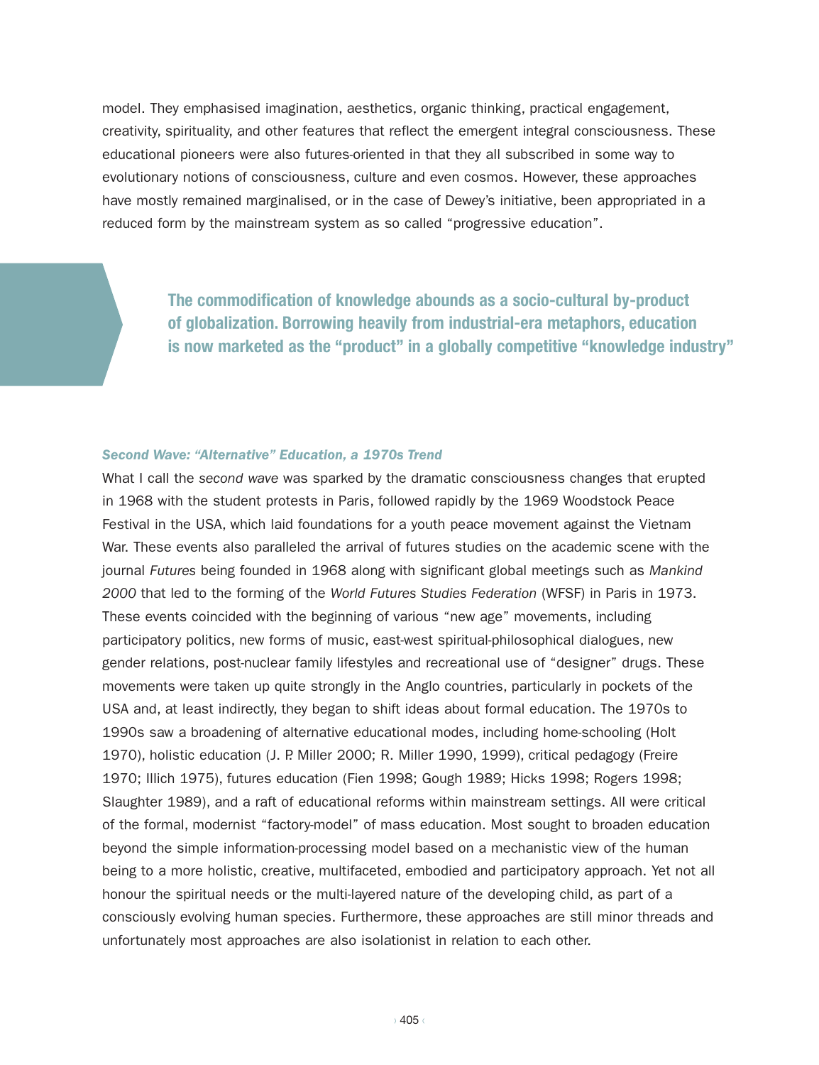model. They emphasised imagination, aesthetics, organic thinking, practical engagement, creativity, spirituality, and other features that reflect the emergent integral consciousness. These educational pioneers were also futures-oriented in that they all subscribed in some way to evolutionary notions of consciousness, culture and even cosmos. However, these approaches have mostly remained marginalised, or in the case of Dewey's initiative, been appropriated in a reduced form by the mainstream system as so called "progressive education".

> **The commodification of knowledge abounds as a socio-cultural by-product of globalization. Borrowing heavily from industrial-era metaphors, education is now marketed as the "product" in a globally competitive "knowledge industry"**

### *Second Wave: "Alternative" Education, a 1970s Trend*

What I call the *second wave* was sparked by the dramatic consciousness changes that erupted in 1968 with the student protests in Paris, followed rapidly by the 1969 Woodstock Peace Festival in the USA, which laid foundations for a youth peace movement against the Vietnam War. These events also paralleled the arrival of futures studies on the academic scene with the journal *Futures* being founded in 1968 along with significant global meetings such as *Mankind 2000* that led to the forming of the *World Futures Studies Federation* (WFSF) in Paris in 1973. These events coincided with the beginning of various "new age" movements, including participatory politics, new forms of music, east-west spiritual-philosophical dialogues, new gender relations, post-nuclear family lifestyles and recreational use of "designer" drugs. These movements were taken up quite strongly in the Anglo countries, particularly in pockets of the USA and, at least indirectly, they began to shift ideas about formal education. The 1970s to 1990s saw a broadening of alternative educational modes, including home-schooling (Holt 1970), holistic education (J. P. Miller 2000; R. Miller 1990, 1999), critical pedagogy (Freire 1970; Illich 1975), futures education (Fien 1998; Gough 1989; Hicks 1998; Rogers 1998; Slaughter 1989), and a raft of educational reforms within mainstream settings. All were critical of the formal, modernist "factory-model" of mass education. Most sought to broaden education beyond the simple information-processing model based on a mechanistic view of the human being to a more holistic, creative, multifaceted, embodied and participatory approach. Yet not all honour the spiritual needs or the multi-layered nature of the developing child, as part of a consciously evolving human species. Furthermore, these approaches are still minor threads and unfortunately most approaches are also isolationist in relation to each other.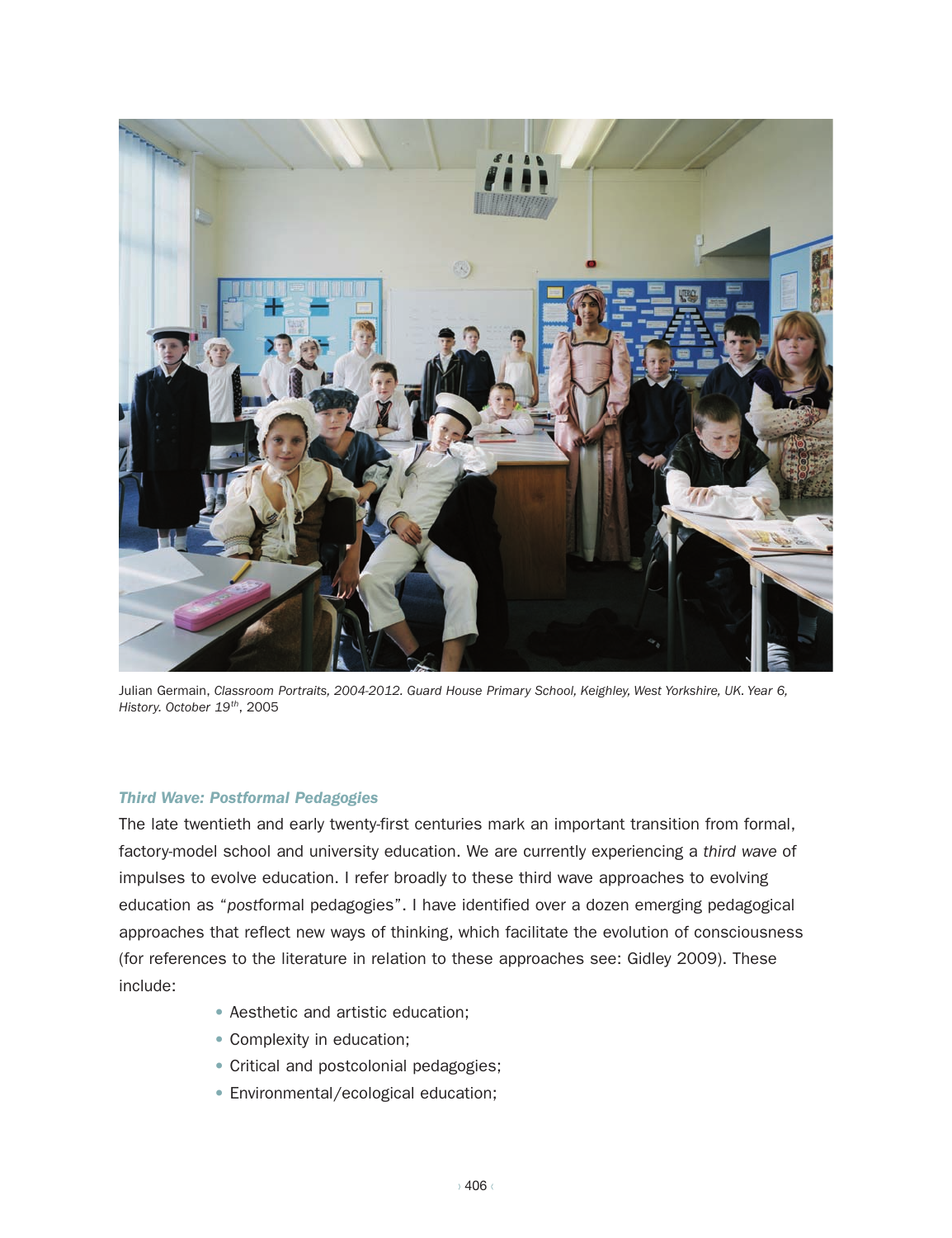Julian Germain, *Classroom Portraits, 2004-2012. Guard House Primary School, Keighley, West Yorkshire, UK. Year 6, History. October 19th*, 2005

### *Third Wave: Postformal Pedagogies*

The late twentieth and early twenty-first centuries mark an important transition from formal, factory-model school and university education. We are currently experiencing a *third wave* of impulses to evolve education. I refer broadly to these third wave approaches to evolving education as "*post*formal pedagogies". I have identified over a dozen emerging pedagogical approaches that reflect new ways of thinking, which facilitate the evolution of consciousness (for references to the literature in relation to these approaches see: Gidley 2009). These include:

- Aesthetic and artistic education;
- Complexity in education;
- Critical and postcolonial pedagogies;
- Environmental/ecological education;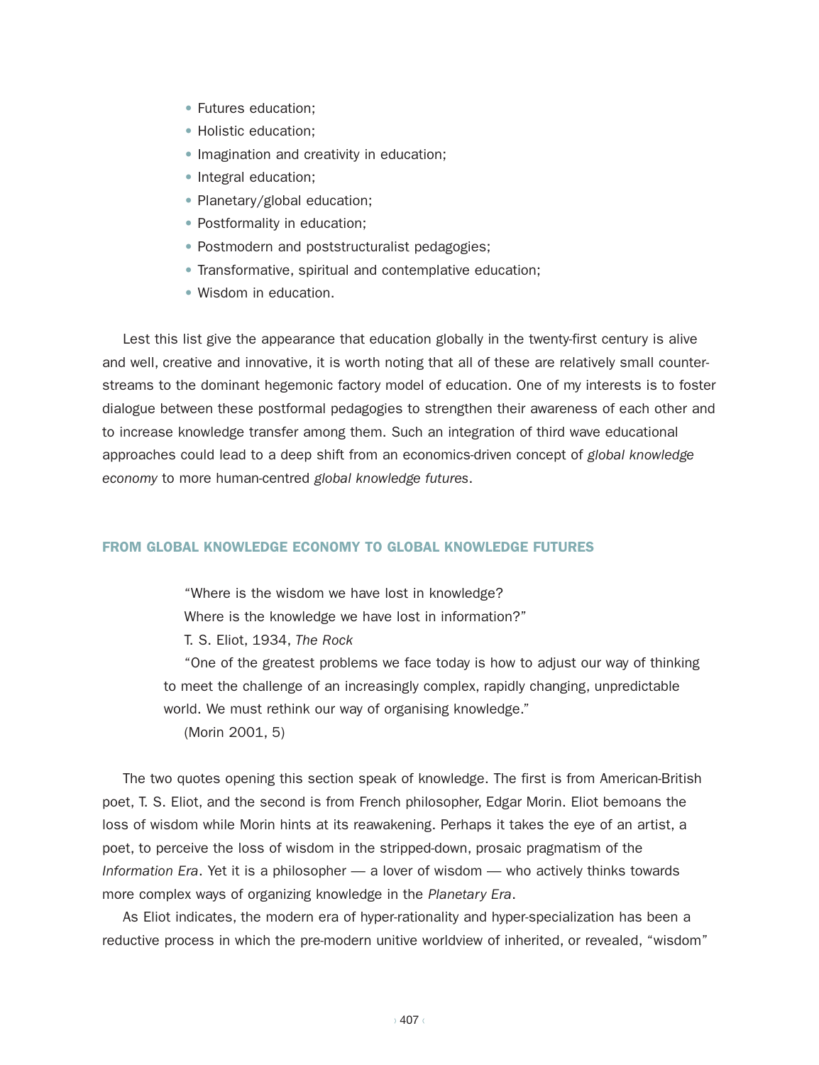- Futures education;
- Holistic education;
- Imagination and creativity in education;
- Integral education;
- Planetary/global education;
- Postformality in education;
- Postmodern and poststructuralist pedagogies;
- Transformative, spiritual and contemplative education;
- Wisdom in education.

Lest this list give the appearance that education globally in the twenty-first century is alive and well, creative and innovative, it is worth noting that all of these are relatively small counter-streams to the dominant hegemonic factory model of education. One of my interests is to foster dialogue between these postformal pedagogies to strengthen their awareness of each other and to increase knowledge transfer among them. Such an integration of third wave educational approaches could lead to a deep shift from an economics-driven concept of *global knowledge economy* to more human-centred *global knowledge futures*.

## FROM GLOBAL KNOWLEDGE ECONOMY TO GLOBAL KNOWLEDGE FUTURES

> "Where is the wisdom we have lost in knowledge?
> Where is the knowledge we have lost in information?"
> T. S. Eliot, 1934, *The Rock*
>
> "One of the greatest problems we face today is how to adjust our way of thinking to meet the challenge of an increasingly complex, rapidly changing, unpredictable world. We must rethink our way of organising knowledge."
> (Morin 2001, 5)

The two quotes opening this section speak of knowledge. The first is from American-British poet, T. S. Eliot, and the second is from French philosopher, Edgar Morin. Eliot bemoans the loss of wisdom while Morin hints at its reawakening. Perhaps it takes the eye of an artist, a poet, to perceive the loss of wisdom in the stripped-down, prosaic pragmatism of the *Information Era*. Yet it is a philosopher — a lover of wisdom — who actively thinks towards more complex ways of organizing knowledge in the *Planetary Era*.

As Eliot indicates, the modern era of hyper-rationality and hyper-specialization has been a reductive process in which the pre-modern unitive worldview of inherited, or revealed, "wisdom"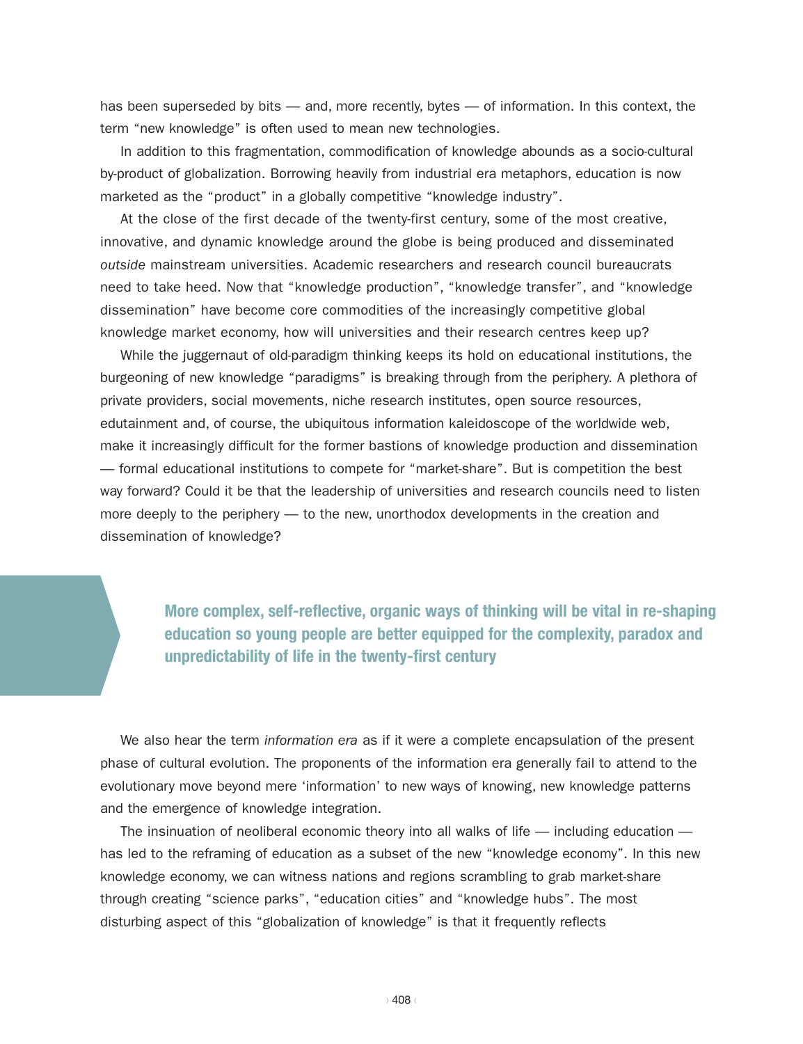has been superseded by bits — and, more recently, bytes — of information. In this context, the term "new knowledge" is often used to mean new technologies.

In addition to this fragmentation, commodification of knowledge abounds as a socio-cultural by-product of globalization. Borrowing heavily from industrial era metaphors, education is now marketed as the "product" in a globally competitive "knowledge industry".

At the close of the first decade of the twenty-first century, some of the most creative, innovative, and dynamic knowledge around the globe is being produced and disseminated *outside* mainstream universities. Academic researchers and research council bureaucrats need to take heed. Now that "knowledge production", "knowledge transfer", and "knowledge dissemination" have become core commodities of the increasingly competitive global knowledge market economy, how will universities and their research centres keep up?

While the juggernaut of old-paradigm thinking keeps its hold on educational institutions, the burgeoning of new knowledge "paradigms" is breaking through from the periphery. A plethora of private providers, social movements, niche research institutes, open source resources, edutainment and, of course, the ubiquitous information kaleidoscope of the worldwide web, make it increasingly difficult for the former bastions of knowledge production and dissemination — formal educational institutions to compete for "market-share". But is competition the best way forward? Could it be that the leadership of universities and research councils need to listen more deeply to the periphery — to the new, unorthodox developments in the creation and dissemination of knowledge?

**More complex, self-reflective, organic ways of thinking will be vital in re-shaping education so young people are better equipped for the complexity, paradox and unpredictability of life in the twenty-first century**

We also hear the term *information era* as if it were a complete encapsulation of the present phase of cultural evolution. The proponents of the information era generally fail to attend to the evolutionary move beyond mere 'information' to new ways of knowing, new knowledge patterns and the emergence of knowledge integration.

The insinuation of neoliberal economic theory into all walks of life — including education — has led to the reframing of education as a subset of the new "knowledge economy". In this new knowledge economy, we can witness nations and regions scrambling to grab market-share through creating "science parks", "education cities" and "knowledge hubs". The most disturbing aspect of this "globalization of knowledge" is that it frequently reflects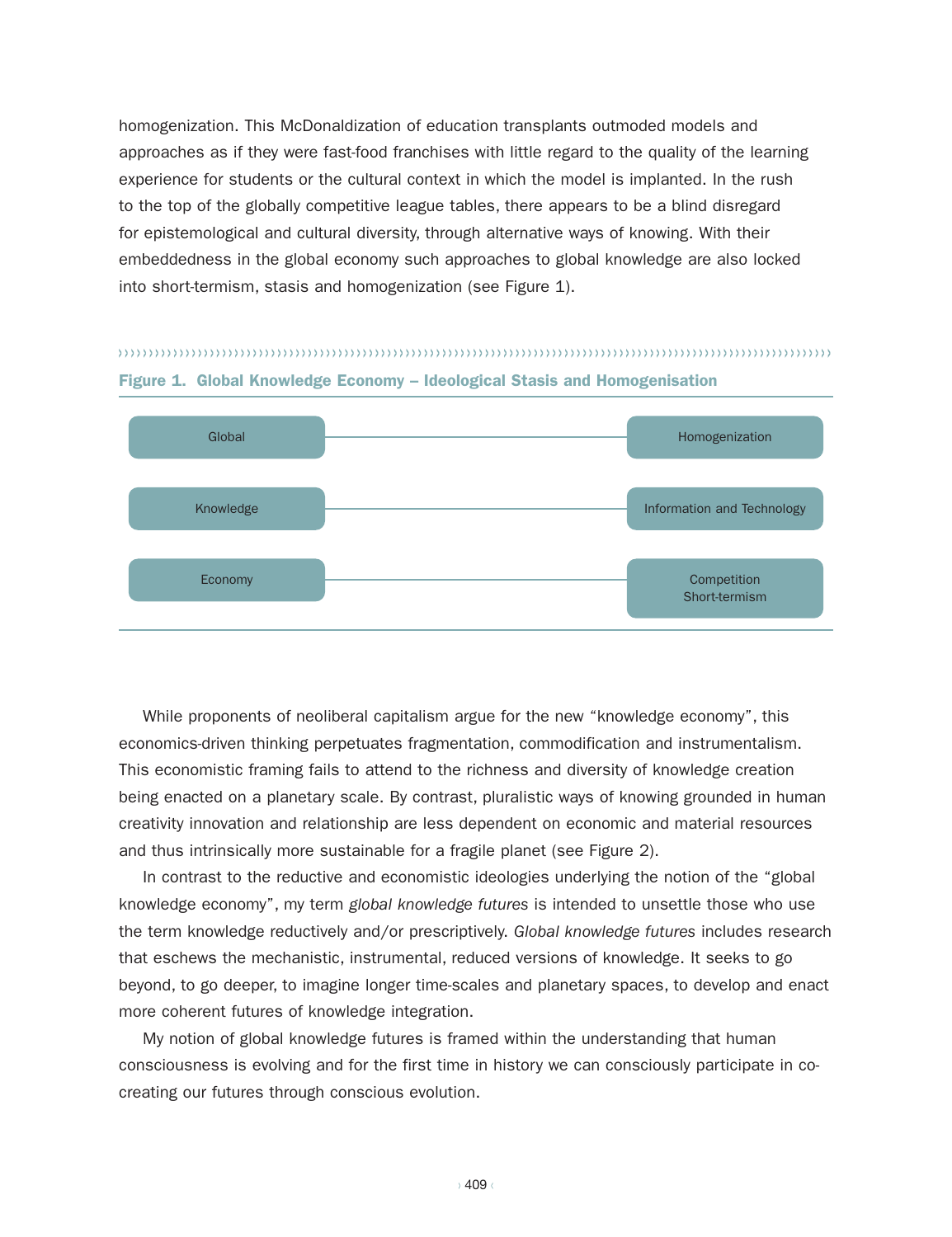homogenization. This McDonaldization of education transplants outmoded models and approaches as if they were fast-food franchises with little regard to the quality of the learning experience for students or the cultural context in which the model is implanted. In the rush to the top of the globally competitive league tables, there appears to be a blind disregard for epistemological and cultural diversity, through alternative ways of knowing. With their embeddedness in the global economy such approaches to global knowledge are also locked into short-termism, stasis and homogenization (see Figure 1).

**Figure 1. Global Knowledge Economy – Ideological Stasis and Homogenisation**

Global — Homogenization

Knowledge — Information and Technology

Economy — Competition Short-termism

While proponents of neoliberal capitalism argue for the new "knowledge economy", this economics-driven thinking perpetuates fragmentation, commodification and instrumentalism. This economistic framing fails to attend to the richness and diversity of knowledge creation being enacted on a planetary scale. By contrast, pluralistic ways of knowing grounded in human creativity innovation and relationship are less dependent on economic and material resources and thus intrinsically more sustainable for a fragile planet (see Figure 2).

In contrast to the reductive and economistic ideologies underlying the notion of the "global knowledge economy", my term *global knowledge futures* is intended to unsettle those who use the term knowledge reductively and/or prescriptively. *Global knowledge futures* includes research that eschews the mechanistic, instrumental, reduced versions of knowledge. It seeks to go beyond, to go deeper, to imagine longer time-scales and planetary spaces, to develop and enact more coherent futures of knowledge integration.

My notion of global knowledge futures is framed within the understanding that human consciousness is evolving and for the first time in history we can consciously participate in co-creating our futures through conscious evolution.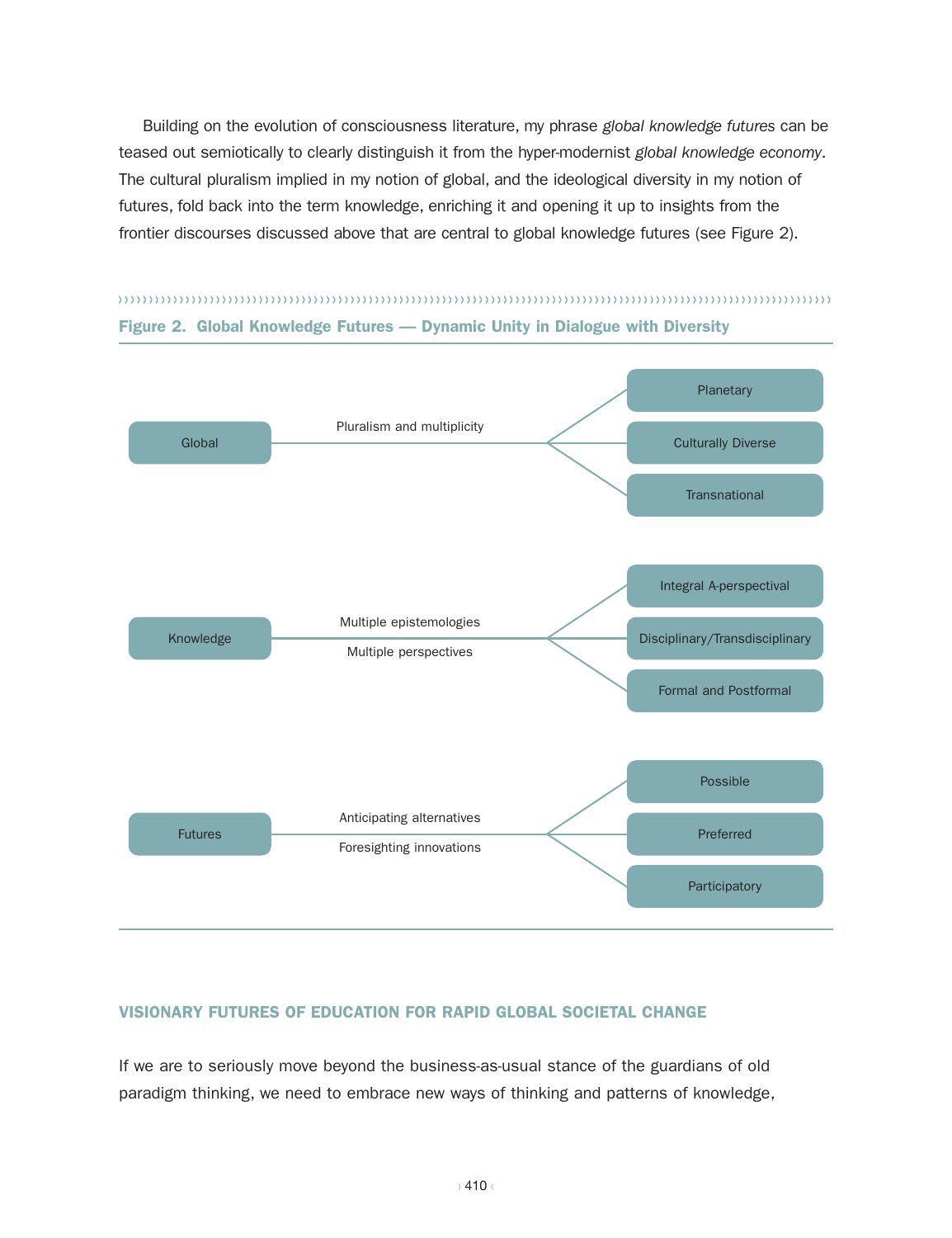Building on the evolution of consciousness literature, my phrase *global knowledge futures* can be teased out semiotically to clearly distinguish it from the hyper-modernist *global knowledge economy*. The cultural pluralism implied in my notion of global, and the ideological diversity in my notion of futures, fold back into the term knowledge, enriching it and opening it up to insights from the frontier discourses discussed above that are central to global knowledge futures (see Figure 2).

**Figure 2. Global Knowledge Futures — Dynamic Unity in Dialogue with Diversity**

| Term | Link | Branches |
|---|---|---|
| Global | Pluralism and multiplicity | Planetary; Culturally Diverse; Transnational |
| Knowledge | Multiple epistemologies; Multiple perspectives | Integral A-perspectival; Disciplinary/Transdisciplinary; Formal and Postformal |
| Futures | Anticipating alternatives; Foresighting innovations | Possible; Preferred; Participatory |

## VISIONARY FUTURES OF EDUCATION FOR RAPID GLOBAL SOCIETAL CHANGE

If we are to seriously move beyond the business-as-usual stance of the guardians of old paradigm thinking, we need to embrace new ways of thinking and patterns of knowledge,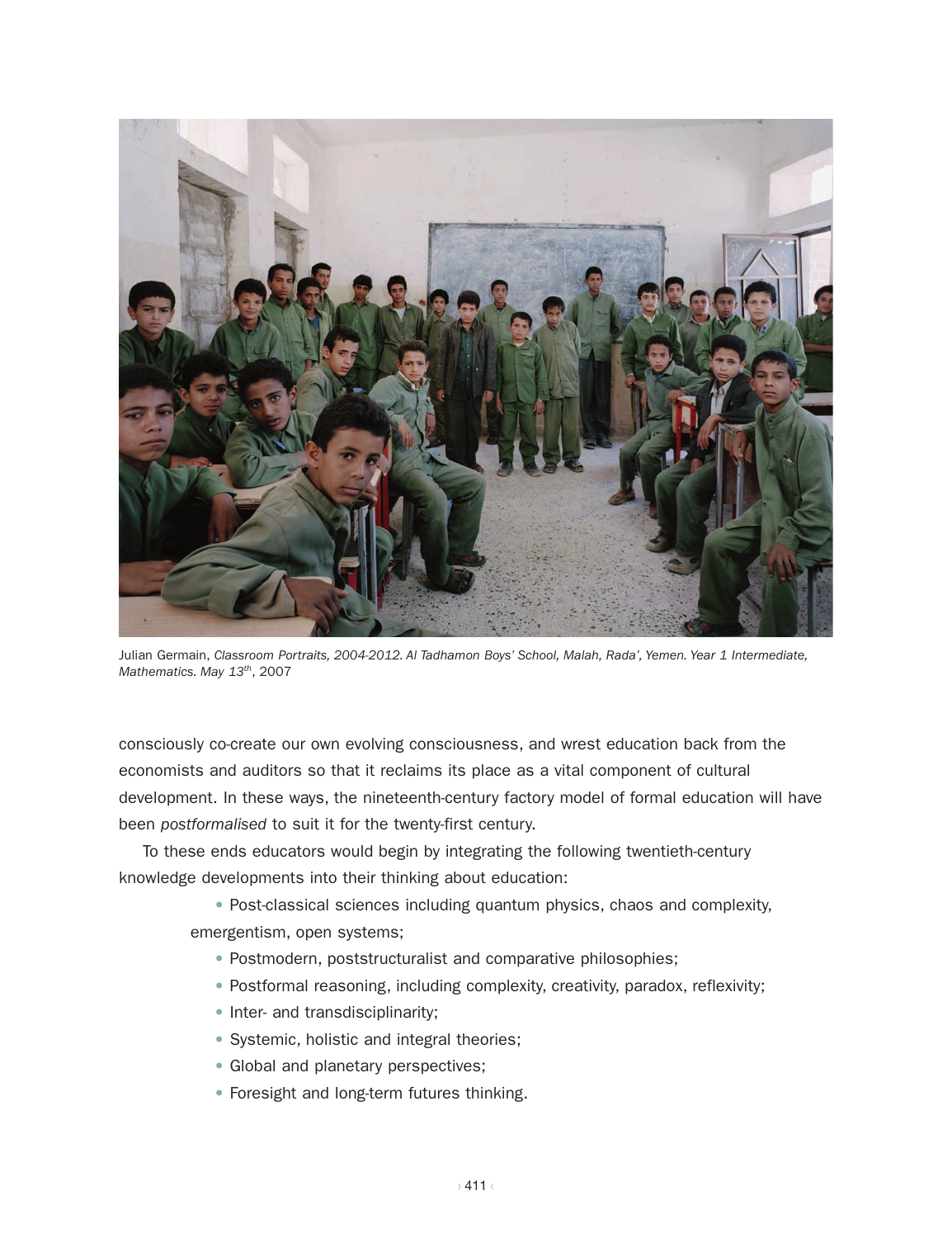Julian Germain, *Classroom Portraits, 2004-2012. Al Tadhamon Boys' School, Malah, Rada', Yemen. Year 1 Intermediate, Mathematics. May 13th*, 2007

consciously co-create our own evolving consciousness, and wrest education back from the economists and auditors so that it reclaims its place as a vital component of cultural development. In these ways, the nineteenth-century factory model of formal education will have been *postformalised* to suit it for the twenty-first century.

To these ends educators would begin by integrating the following twentieth-century knowledge developments into their thinking about education:

- Post-classical sciences including quantum physics, chaos and complexity, emergentism, open systems;
- Postmodern, poststructuralist and comparative philosophies;
- Postformal reasoning, including complexity, creativity, paradox, reflexivity;
- Inter- and transdisciplinarity;
- Systemic, holistic and integral theories;
- Global and planetary perspectives;
- Foresight and long-term futures thinking.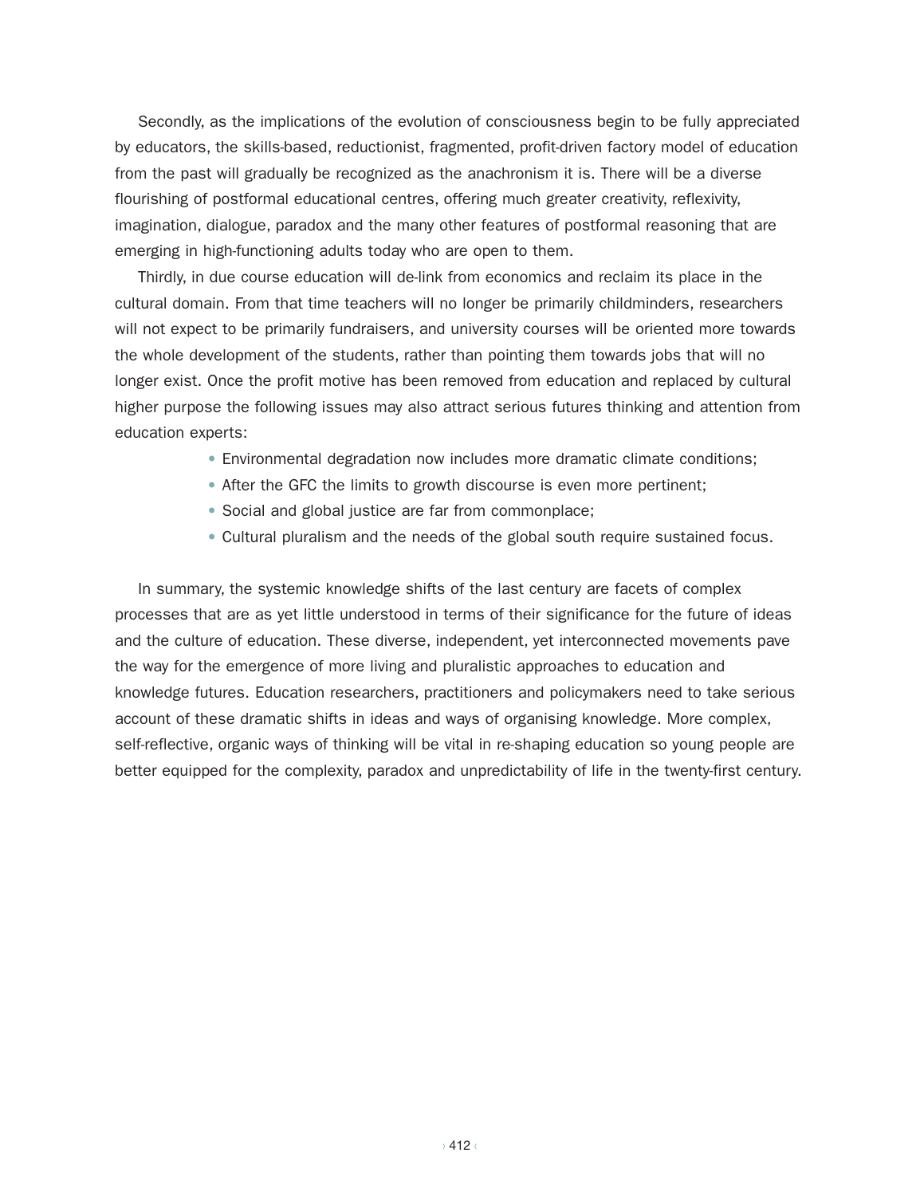Secondly, as the implications of the evolution of consciousness begin to be fully appreciated by educators, the skills-based, reductionist, fragmented, profit-driven factory model of education from the past will gradually be recognized as the anachronism it is. There will be a diverse flourishing of postformal educational centres, offering much greater creativity, reflexivity, imagination, dialogue, paradox and the many other features of postformal reasoning that are emerging in high-functioning adults today who are open to them.

Thirdly, in due course education will de-link from economics and reclaim its place in the cultural domain. From that time teachers will no longer be primarily childminders, researchers will not expect to be primarily fundraisers, and university courses will be oriented more towards the whole development of the students, rather than pointing them towards jobs that will no longer exist. Once the profit motive has been removed from education and replaced by cultural higher purpose the following issues may also attract serious futures thinking and attention from education experts:

- Environmental degradation now includes more dramatic climate conditions;
- After the GFC the limits to growth discourse is even more pertinent;
- Social and global justice are far from commonplace;
- Cultural pluralism and the needs of the global south require sustained focus.

In summary, the systemic knowledge shifts of the last century are facets of complex processes that are as yet little understood in terms of their significance for the future of ideas and the culture of education. These diverse, independent, yet interconnected movements pave the way for the emergence of more living and pluralistic approaches to education and knowledge futures. Education researchers, practitioners and policymakers need to take serious account of these dramatic shifts in ideas and ways of organising knowledge. More complex, self-reflective, organic ways of thinking will be vital in re-shaping education so young people are better equipped for the complexity, paradox and unpredictability of life in the twenty-first century.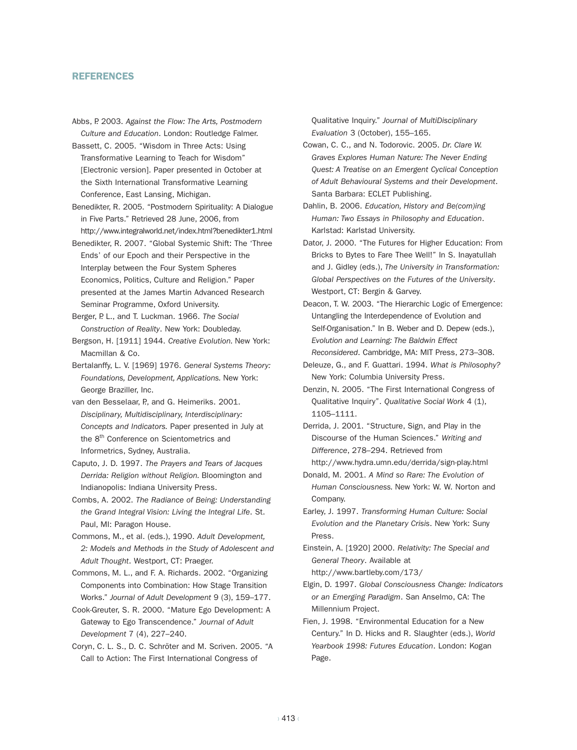## REFERENCES

Abbs, P. 2003. *Against the Flow: The Arts, Postmodern Culture and Education*. London: Routledge Falmer.

Bassett, C. 2005. "Wisdom in Three Acts: Using Transformative Learning to Teach for Wisdom" [Electronic version]. Paper presented in October at the Sixth International Transformative Learning Conference, East Lansing, Michigan.

Benedikter, R. 2005. "Postmodern Spirituality: A Dialogue in Five Parts." Retrieved 28 June, 2006, from http://www.integralworld.net/index.html?benedikter1.html

Benedikter, R. 2007. "Global Systemic Shift: The 'Three Ends' of our Epoch and their Perspective in the Interplay between the Four System Spheres Economics, Politics, Culture and Religion." Paper presented at the James Martin Advanced Research Seminar Programme, Oxford University.

Berger, P. L., and T. Luckman. 1966. *The Social Construction of Reality*. New York: Doubleday.

Bergson, H. [1911] 1944. *Creative Evolution.* New York: Macmillan & Co.

Bertalanffy, L. V. [1969] 1976. *General Systems Theory: Foundations, Development, Applications.* New York: George Braziller, Inc.

van den Besselaar, P., and G. Heimeriks. 2001. *Disciplinary, Multidisciplinary, Interdisciplinary: Concepts and Indicators.* Paper presented in July at the 8th Conference on Scientometrics and Informetrics, Sydney, Australia.

Caputo, J. D. 1997. *The Prayers and Tears of Jacques Derrida: Religion without Religion.* Bloomington and Indianapolis: Indiana University Press.

Combs, A. 2002. *The Radiance of Being: Understanding the Grand Integral Vision: Living the Integral Life*. St. Paul, MI: Paragon House.

Commons, M., et al. (eds.), 1990. *Adult Development, 2: Models and Methods in the Study of Adolescent and Adult Thought*. Westport, CT: Praeger.

Commons, M. L., and F. A. Richards. 2002. "Organizing Components into Combination: How Stage Transition Works." *Journal of Adult Development* 9 (3), 159–177.

Cook-Greuter, S. R. 2000. "Mature Ego Development: A Gateway to Ego Transcendence." *Journal of Adult Development* 7 (4), 227–240.

Coryn, C. L. S., D. C. Schröter and M. Scriven. 2005. "A Call to Action: The First International Congress of Qualitative Inquiry." *Journal of MultiDisciplinary Evaluation* 3 (October), 155–165.

Cowan, C. C., and N. Todorovic. 2005. *Dr. Clare W. Graves Explores Human Nature: The Never Ending Quest: A Treatise on an Emergent Cyclical Conception of Adult Behavioural Systems and their Development*. Santa Barbara: ECLET Publishing.

Dahlin, B. 2006. *Education, History and Be(com)ing Human: Two Essays in Philosophy and Education*. Karlstad: Karlstad University.

Dator, J. 2000. "The Futures for Higher Education: From Bricks to Bytes to Fare Thee Well!" In S. Inayatullah and J. Gidley (eds.), *The University in Transformation: Global Perspectives on the Futures of the University*. Westport, CT: Bergin & Garvey.

Deacon, T. W. 2003. "The Hierarchic Logic of Emergence: Untangling the Interdependence of Evolution and Self-Organisation." In B. Weber and D. Depew (eds.), *Evolution and Learning: The Baldwin Effect Reconsidered*. Cambridge, MA: MIT Press, 273–308.

Deleuze, G., and F. Guattari. 1994. *What is Philosophy?* New York: Columbia University Press.

Denzin, N. 2005. "The First International Congress of Qualitative Inquiry". *Qualitative Social Work* 4 (1), 1105–1111.

Derrida, J. 2001. "Structure, Sign, and Play in the Discourse of the Human Sciences." *Writing and Difference*, 278–294. Retrieved from http://www.hydra.umn.edu/derrida/sign-play.html

Donald, M. 2001. *A Mind so Rare: The Evolution of Human Consciousness.* New York: W. W. Norton and Company.

Earley, J. 1997. *Transforming Human Culture: Social Evolution and the Planetary Crisis*. New York: Suny Press.

Einstein, A. [1920] 2000. *Relativity: The Special and General Theory*. Available at http://www.bartleby.com/173/

Elgin, D. 1997. *Global Consciousness Change: Indicators or an Emerging Paradigm*. San Anselmo, CA: The Millennium Project.

Fien, J. 1998. "Environmental Education for a New Century." In D. Hicks and R. Slaughter (eds.), *World Yearbook 1998: Futures Education*. London: Kogan Page.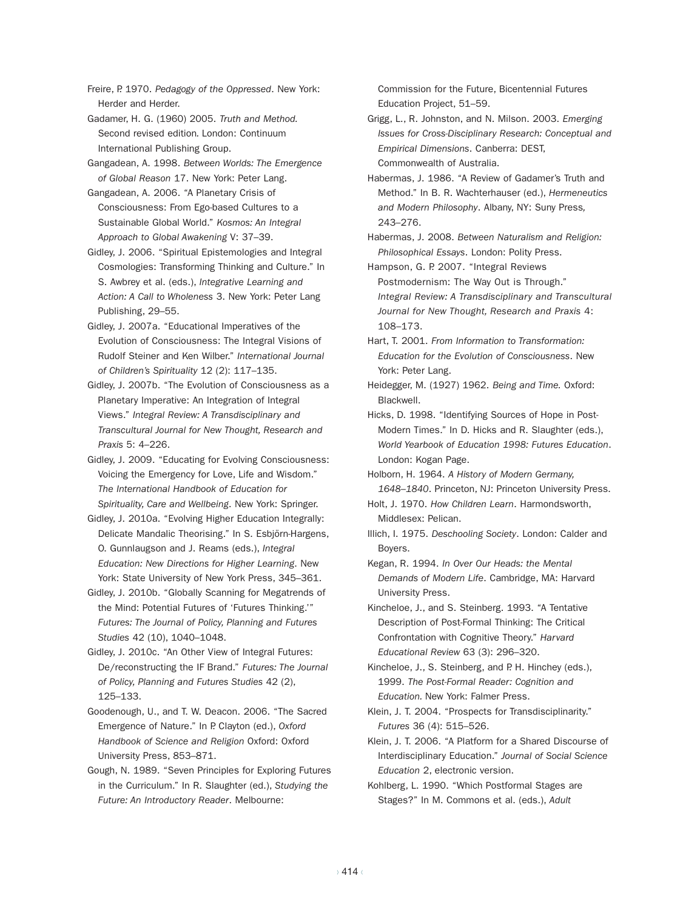Freire, P. 1970. *Pedagogy of the Oppressed*. New York: Herder and Herder.

Gadamer, H. G. (1960) 2005. *Truth and Method.* Second revised edition. London: Continuum International Publishing Group.

Gangadean, A. 1998. *Between Worlds: The Emergence of Global Reason* 17. New York: Peter Lang.

Gangadean, A. 2006. "A Planetary Crisis of Consciousness: From Ego-based Cultures to a Sustainable Global World." *Kosmos: An Integral Approach to Global Awakening* V: 37–39.

Gidley, J. 2006. "Spiritual Epistemologies and Integral Cosmologies: Transforming Thinking and Culture." In S. Awbrey et al. (eds.), *Integrative Learning and Action: A Call to Wholeness* 3. New York: Peter Lang Publishing, 29–55.

Gidley, J. 2007a. "Educational Imperatives of the Evolution of Consciousness: The Integral Visions of Rudolf Steiner and Ken Wilber." *International Journal of Children's Spirituality* 12 (2): 117–135.

Gidley, J. 2007b. "The Evolution of Consciousness as a Planetary Imperative: An Integration of Integral Views." *Integral Review: A Transdisciplinary and Transcultural Journal for New Thought, Research and Praxis* 5: 4–226.

Gidley, J. 2009. "Educating for Evolving Consciousness: Voicing the Emergency for Love, Life and Wisdom." *The International Handbook of Education for Spirituality, Care and Wellbeing*. New York: Springer.

Gidley, J. 2010a. "Evolving Higher Education Integrally: Delicate Mandalic Theorising." In S. Esbjörn-Hargens, O. Gunnlaugson and J. Reams (eds.), *Integral Education: New Directions for Higher Learning*. New York: State University of New York Press, 345–361.

Gidley, J. 2010b. "Globally Scanning for Megatrends of the Mind: Potential Futures of 'Futures Thinking.'" *Futures: The Journal of Policy, Planning and Futures Studies* 42 (10), 1040–1048.

Gidley, J. 2010c. "An Other View of Integral Futures: De/reconstructing the IF Brand." *Futures: The Journal of Policy, Planning and Futures Studies* 42 (2), 125–133.

Goodenough, U., and T. W. Deacon. 2006. "The Sacred Emergence of Nature." In P. Clayton (ed.), *Oxford Handbook of Science and Religion* Oxford: Oxford University Press, 853–871.

Gough, N. 1989. "Seven Principles for Exploring Futures in the Curriculum." In R. Slaughter (ed.), *Studying the Future: An Introductory Reader*. Melbourne: Commission for the Future, Bicentennial Futures Education Project, 51–59.

Grigg, L., R. Johnston, and N. Milson. 2003. *Emerging Issues for Cross-Disciplinary Research: Conceptual and Empirical Dimensions*. Canberra: DEST, Commonwealth of Australia.

Habermas, J. 1986. "A Review of Gadamer's Truth and Method." In B. R. Wachterhauser (ed.), *Hermeneutics and Modern Philosophy*. Albany, NY: Suny Press, 243–276.

Habermas, J. 2008. *Between Naturalism and Religion: Philosophical Essays*. London: Polity Press.

Hampson, G. P. 2007. "Integral Reviews Postmodernism: The Way Out is Through." *Integral Review: A Transdisciplinary and Transcultural Journal for New Thought, Research and Praxis* 4: 108–173.

Hart, T. 2001. *From Information to Transformation: Education for the Evolution of Consciousness*. New York: Peter Lang.

Heidegger, M. (1927) 1962. *Being and Time.* Oxford: Blackwell.

Hicks, D. 1998. "Identifying Sources of Hope in Post-Modern Times." In D. Hicks and R. Slaughter (eds.), *World Yearbook of Education 1998: Futures Education*. London: Kogan Page.

Holborn, H. 1964. *A History of Modern Germany, 1648–1840*. Princeton, NJ: Princeton University Press.

Holt, J. 1970. *How Children Learn*. Harmondsworth, Middlesex: Pelican.

Illich, I. 1975. *Deschooling Society*. London: Calder and Boyers.

Kegan, R. 1994. *In Over Our Heads: the Mental Demands of Modern Life*. Cambridge, MA: Harvard University Press.

Kincheloe, J., and S. Steinberg. 1993. "A Tentative Description of Post-Formal Thinking: The Critical Confrontation with Cognitive Theory." *Harvard Educational Review* 63 (3): 296–320.

Kincheloe, J., S. Steinberg, and P. H. Hinchey (eds.), 1999. *The Post-Formal Reader: Cognition and Education.* New York: Falmer Press.

Klein, J. T. 2004. "Prospects for Transdisciplinarity." *Futures* 36 (4): 515–526.

Klein, J. T. 2006. "A Platform for a Shared Discourse of Interdisciplinary Education." *Journal of Social Science Education* 2, electronic version.

Kohlberg, L. 1990. "Which Postformal Stages are Stages?" In M. Commons et al. (eds.), *Adult*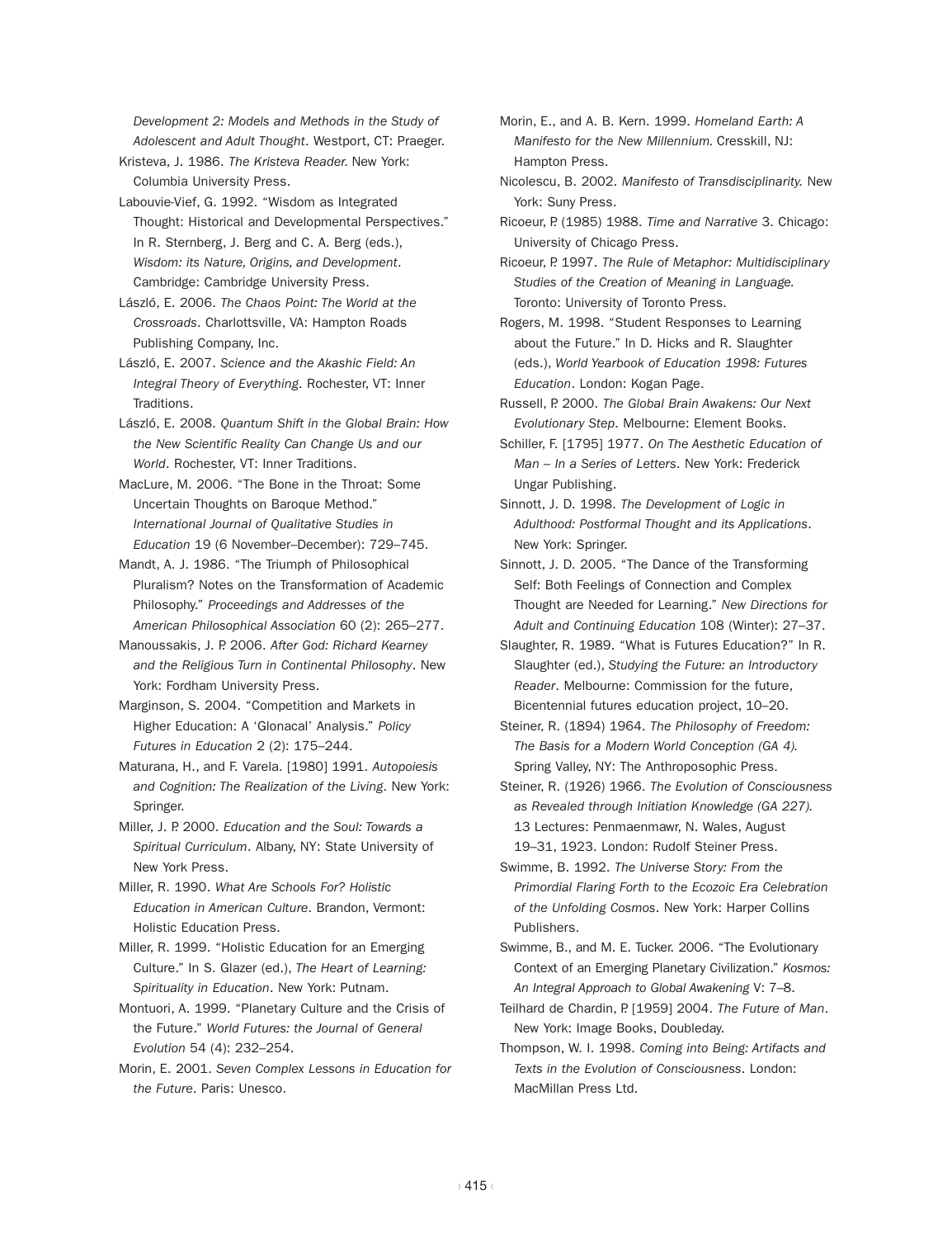*Development 2: Models and Methods in the Study of Adolescent and Adult Thought*. Westport, CT: Praeger.

Kristeva, J. 1986. *The Kristeva Reader.* New York: Columbia University Press.

Labouvie-Vief, G. 1992. "Wisdom as Integrated Thought: Historical and Developmental Perspectives." In R. Sternberg, J. Berg and C. A. Berg (eds.), *Wisdom: its Nature, Origins, and Development*. Cambridge: Cambridge University Press.

László, E. 2006. *The Chaos Point: The World at the Crossroads*. Charlottsville, VA: Hampton Roads Publishing Company, Inc.

László, E. 2007. *Science and the Akashic Field: An Integral Theory of Everything*. Rochester, VT: Inner Traditions.

László, E. 2008. *Quantum Shift in the Global Brain: How the New Scientific Reality Can Change Us and our World*. Rochester, VT: Inner Traditions.

MacLure, M. 2006. "The Bone in the Throat: Some Uncertain Thoughts on Baroque Method." *International Journal of Qualitative Studies in Education* 19 (6 November–December): 729–745.

Mandt, A. J. 1986. "The Triumph of Philosophical Pluralism? Notes on the Transformation of Academic Philosophy." *Proceedings and Addresses of the American Philosophical Association* 60 (2): 265–277.

Manoussakis, J. P. 2006. *After God: Richard Kearney and the Religious Turn in Continental Philosophy*. New York: Fordham University Press.

Marginson, S. 2004. "Competition and Markets in Higher Education: A 'Glonacal' Analysis." *Policy Futures in Education* 2 (2): 175–244.

Maturana, H., and F. Varela. [1980] 1991. *Autopoiesis and Cognition: The Realization of the Living*. New York: Springer.

Miller, J. P. 2000. *Education and the Soul: Towards a Spiritual Curriculum*. Albany, NY: State University of New York Press.

Miller, R. 1990. *What Are Schools For? Holistic Education in American Culture*. Brandon, Vermont: Holistic Education Press.

Miller, R. 1999. "Holistic Education for an Emerging Culture." In S. Glazer (ed.), *The Heart of Learning: Spirituality in Education*. New York: Putnam.

Montuori, A. 1999. "Planetary Culture and the Crisis of the Future." *World Futures: the Journal of General Evolution* 54 (4): 232–254.

Morin, E. 2001. *Seven Complex Lessons in Education for the Future*. Paris: Unesco.

Morin, E., and A. B. Kern. 1999. *Homeland Earth: A Manifesto for the New Millennium.* Cresskill, NJ: Hampton Press.

Nicolescu, B. 2002. *Manifesto of Transdisciplinarity.* New York: Suny Press.

Ricoeur, P. (1985) 1988. *Time and Narrative* 3. Chicago: University of Chicago Press.

Ricoeur, P. 1997. *The Rule of Metaphor: Multidisciplinary Studies of the Creation of Meaning in Language.* Toronto: University of Toronto Press.

Rogers, M. 1998. "Student Responses to Learning about the Future." In D. Hicks and R. Slaughter (eds.), *World Yearbook of Education 1998: Futures Education*. London: Kogan Page.

Russell, P. 2000. *The Global Brain Awakens: Our Next Evolutionary Step*. Melbourne: Element Books.

Schiller, F. [1795] 1977. *On The Aesthetic Education of Man – In a Series of Letters*. New York: Frederick Ungar Publishing.

Sinnott, J. D. 1998. *The Development of Logic in Adulthood: Postformal Thought and its Applications*. New York: Springer.

Sinnott, J. D. 2005. "The Dance of the Transforming Self: Both Feelings of Connection and Complex Thought are Needed for Learning." *New Directions for Adult and Continuing Education* 108 (Winter): 27–37.

Slaughter, R. 1989. "What is Futures Education?" In R. Slaughter (ed.), *Studying the Future: an Introductory Reader*. Melbourne: Commission for the future, Bicentennial futures education project, 10–20.

Steiner, R. (1894) 1964. *The Philosophy of Freedom: The Basis for a Modern World Conception (GA 4).* Spring Valley, NY: The Anthroposophic Press.

Steiner, R. (1926) 1966. *The Evolution of Consciousness as Revealed through Initiation Knowledge (GA 227).* 13 Lectures: Penmaenmawr, N. Wales, August 19–31, 1923. London: Rudolf Steiner Press.

Swimme, B. 1992. *The Universe Story: From the Primordial Flaring Forth to the Ecozoic Era Celebration of the Unfolding Cosmos*. New York: Harper Collins Publishers.

Swimme, B., and M. E. Tucker. 2006. "The Evolutionary Context of an Emerging Planetary Civilization." *Kosmos: An Integral Approach to Global Awakening* V: 7–8.

Teilhard de Chardin, P. [1959] 2004. *The Future of Man*. New York: Image Books, Doubleday.

Thompson, W. I. 1998. *Coming into Being: Artifacts and Texts in the Evolution of Consciousness*. London: MacMillan Press Ltd.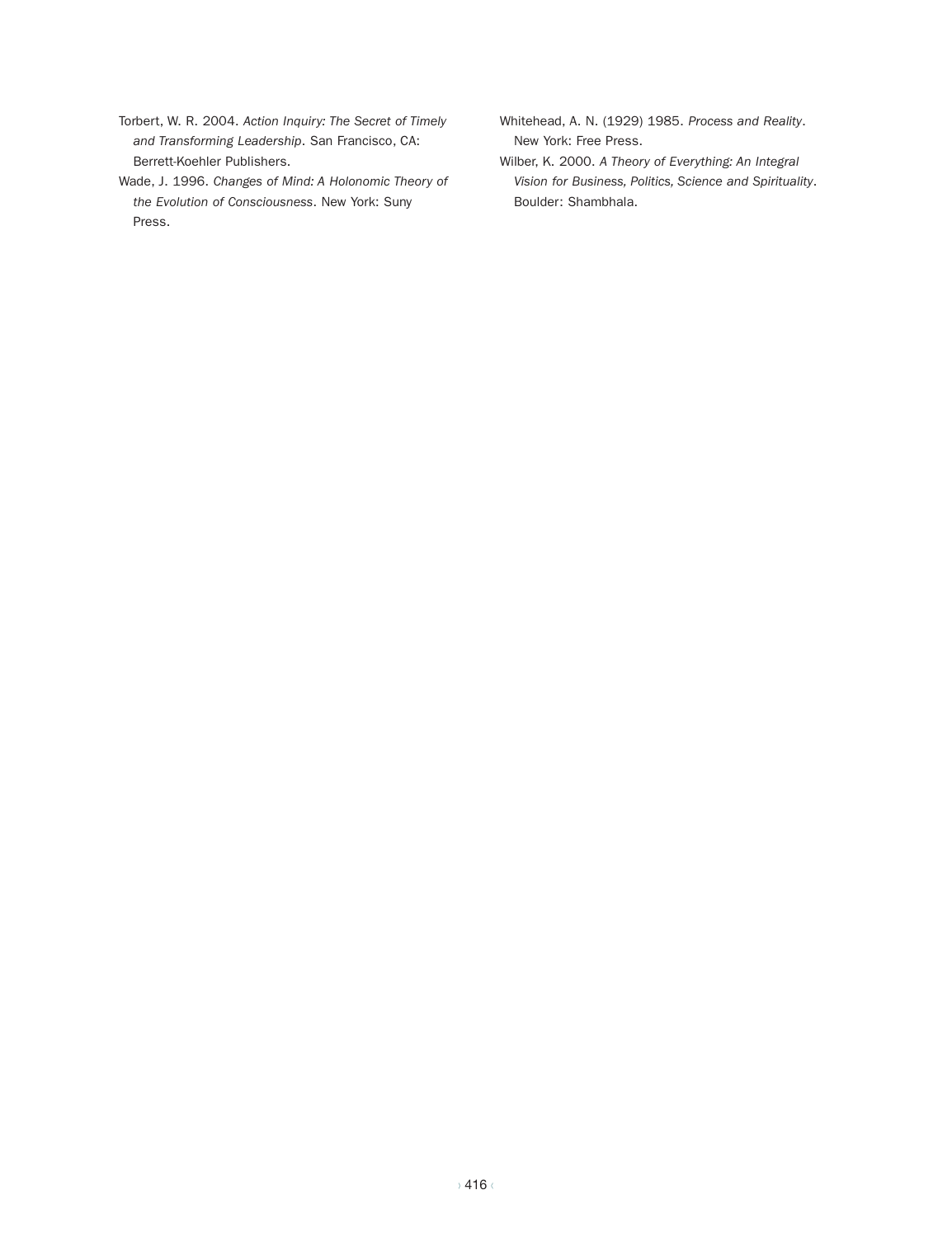Torbert, W. R. 2004. *Action Inquiry: The Secret of Timely and Transforming Leadership*. San Francisco, CA: Berrett-Koehler Publishers.

Wade, J. 1996. *Changes of Mind: A Holonomic Theory of the Evolution of Consciousness*. New York: Suny Press.

Whitehead, A. N. (1929) 1985. *Process and Reality*. New York: Free Press.

Wilber, K. 2000. *A Theory of Everything: An Integral Vision for Business, Politics, Science and Spirituality*. Boulder: Shambhala.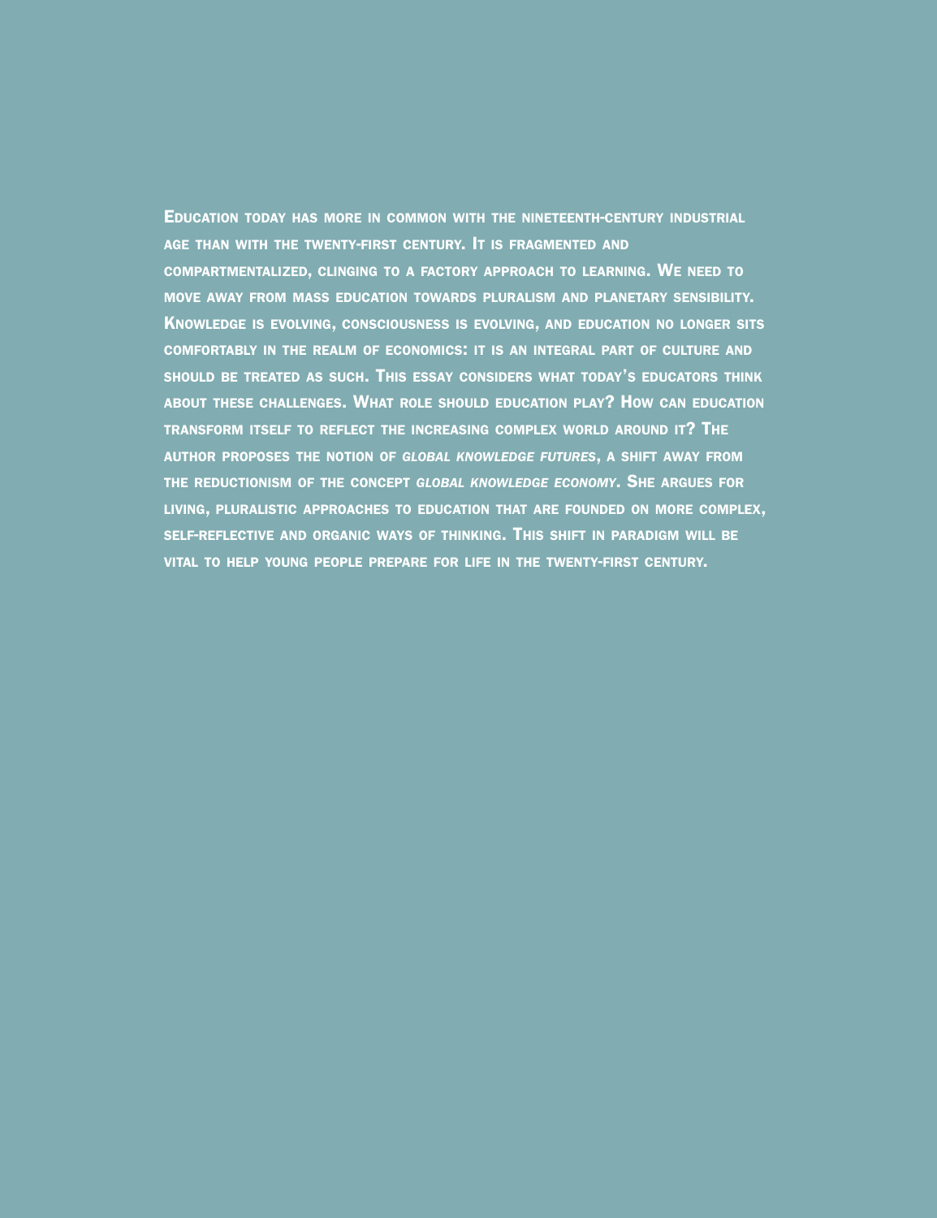**Education today has more in common with the nineteenth-century industrial age than with the twenty-first century. It is fragmented and compartmentalized, clinging to a factory approach to learning. We need to move away from mass education towards pluralism and planetary sensibility. Knowledge is evolving, consciousness is evolving, and education no longer sits comfortably in the realm of economics: it is an integral part of culture and should be treated as such. This essay considers what today's educators think about these challenges. What role should education play? How can education transform itself to reflect the increasing complex world around it? The author proposes the notion of *global knowledge futures*, a shift away from the reductionism of the concept *global knowledge economy*. She argues for living, pluralistic approaches to education that are founded on more complex, self-reflective and organic ways of thinking. This shift in paradigm will be vital to help young people prepare for life in the twenty-first century.**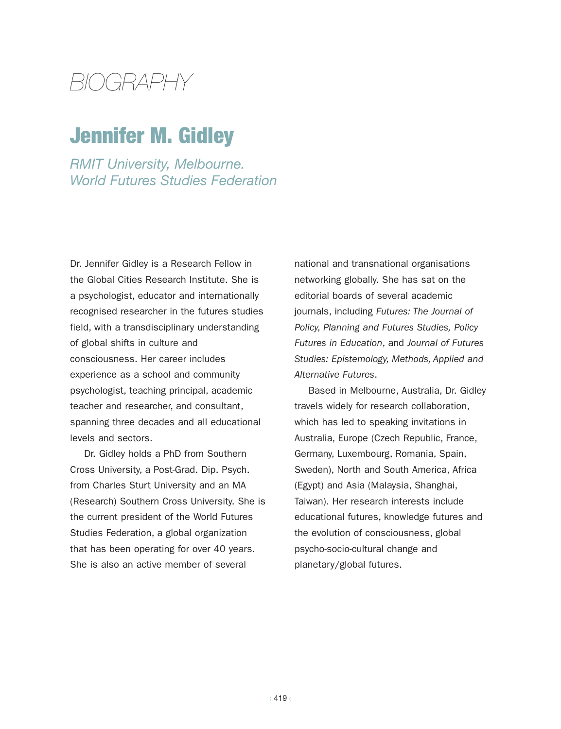# *BIOGRAPHY*

## Jennifer M. Gidley

*RMIT University, Melbourne.*
*World Futures Studies Federation*

Dr. Jennifer Gidley is a Research Fellow in the Global Cities Research Institute. She is a psychologist, educator and internationally recognised researcher in the futures studies field, with a transdisciplinary understanding of global shifts in culture and consciousness. Her career includes experience as a school and community psychologist, teaching principal, academic teacher and researcher, and consultant, spanning three decades and all educational levels and sectors.

Dr. Gidley holds a PhD from Southern Cross University, a Post-Grad. Dip. Psych. from Charles Sturt University and an MA (Research) Southern Cross University. She is the current president of the World Futures Studies Federation, a global organization that has been operating for over 40 years. She is also an active member of several national and transnational organisations networking globally. She has sat on the editorial boards of several academic journals, including *Futures: The Journal of Policy, Planning and Futures Studies, Policy Futures in Education*, and *Journal of Futures Studies: Epistemology, Methods, Applied and Alternative Futures*.

Based in Melbourne, Australia, Dr. Gidley travels widely for research collaboration, which has led to speaking invitations in Australia, Europe (Czech Republic, France, Germany, Luxembourg, Romania, Spain, Sweden), North and South America, Africa (Egypt) and Asia (Malaysia, Shanghai, Taiwan). Her research interests include educational futures, knowledge futures and the evolution of consciousness, global psycho-socio-cultural change and planetary/global futures.